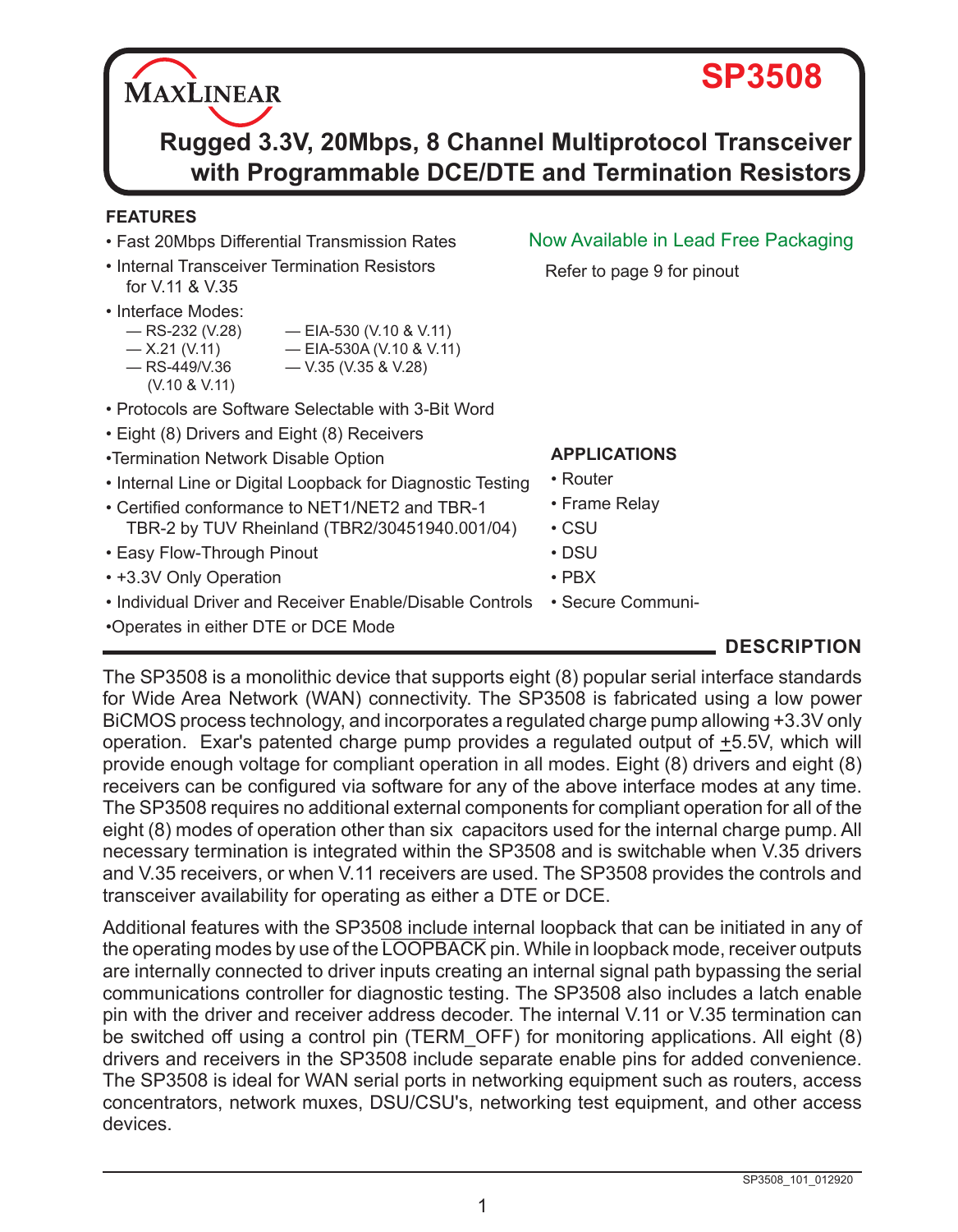# SP3508

## Rugged 3.3V, 20Mbps, 8 Channel Multiprotocol Transceiver with Programmable DCE/DTE and Termination Resistors

### FEATURES

- Fast 20Mbps Differential Transmission Rates
- Internal Transceiver Termination Resistors for V.11 & V.35
- Interface Modes:
  - RS-232 (V.28)
  - X.21 (V.11)
  - RS-449/V.36 (V.10 & V.11)
  - EIA-530 (V.10 & V.11)
  - EIA-530A (V.10 & V.11)
  - V.35 (V.35 & V.28)
- Protocols are Software Selectable with 3-Bit Word
- Eight (8) Drivers and Eight (8) Receivers
- Termination Network Disable Option
- Internal Line or Digital Loopback for Diagnostic Testing
- Certified conformance to NET1/NET2 and TBR-1 TBR-2 by TUV Rheinland (TBR2/30451940.001/04)
- Easy Flow-Through Pinout
- +3.3V Only Operation
- Individual Driver and Receiver Enable/Disable Controls
- Operates in either DTE or DCE Mode

Now Available in Lead Free Packaging

Refer to page 9 for pinout

### APPLICATIONS

- Router
- Frame Relay
- CSU
- DSU
- PBX
- Secure Communi-

### DESCRIPTION

The SP3508 is a monolithic device that supports eight (8) popular serial interface standards for Wide Area Network (WAN) connectivity. The SP3508 is fabricated using a low power BiCMOS process technology, and incorporates a regulated charge pump allowing +3.3V only operation. Exar's patented charge pump provides a regulated output of ±5.5V, which will provide enough voltage for compliant operation in all modes. Eight (8) drivers and eight (8) receivers can be configured via software for any of the above interface modes at any time. The SP3508 requires no additional external components for compliant operation for all of the eight (8) modes of operation other than six capacitors used for the internal charge pump. All necessary termination is integrated within the SP3508 and is switchable when V.35 drivers and V.35 receivers, or when V.11 receivers are used. The SP3508 provides the controls and transceiver availability for operating as either a DTE or DCE.

Additional features with the SP3508 include internal loopback that can be initiated in any of the operating modes by use of the $\overline{\text{LOOPBACK}}$ pin. While in loopback mode, receiver outputs are internally connected to driver inputs creating an internal signal path bypassing the serial communications controller for diagnostic testing. The SP3508 also includes a latch enable pin with the driver and receiver address decoder. The internal V.11 or V.35 termination can be switched off using a control pin (TERM_OFF) for monitoring applications. All eight (8) drivers and receivers in the SP3508 include separate enable pins for added convenience. The SP3508 is ideal for WAN serial ports in networking equipment such as routers, access concentrators, network muxes, DSU/CSU's, networking test equipment, and other access devices.

SP3508_101_012920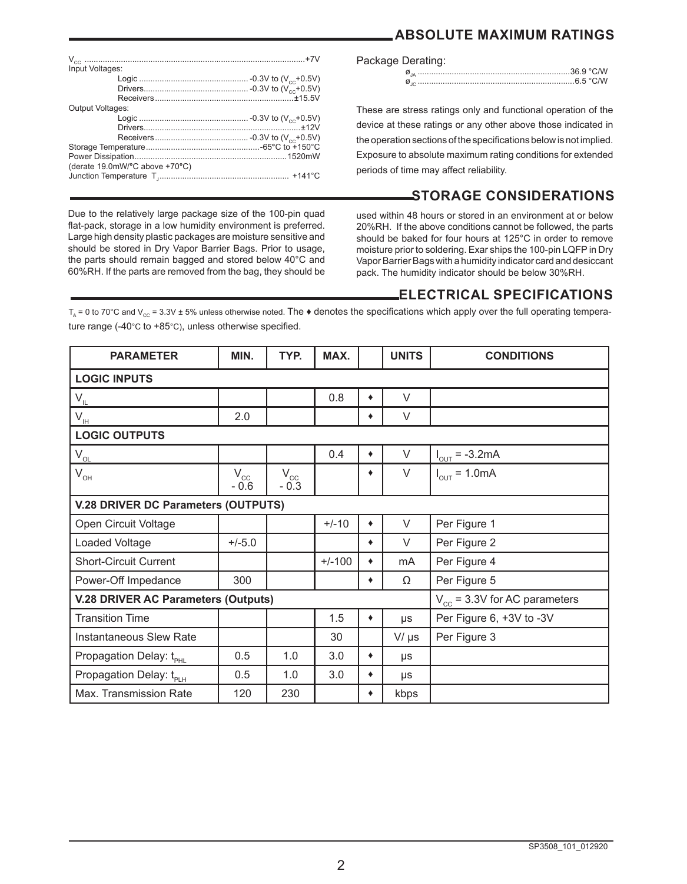## ABSOLUTE MAXIMUM RATINGS

$V_{CC}$ ..........+7V

Input Voltages:

- Logic .......... -0.3V to ($V_{CC}$+0.5V)
- Drivers.......... -0.3V to ($V_{CC}$+0.5V)
- Receivers..........±15.5V

Output Voltages:

- Logic .......... -0.3V to ($V_{CC}$+0.5V)
- Drivers..........±12V
- Receivers.......... -0.3V to ($V_{CC}$+0.5V)

Storage Temperature..........-65°C to +150°C

Power Dissipation..........1520mW

(derate 19.0mW/°C above +70°C)

Junction Temperature $T_J$.......... +141°C

Package Derating:

- $ø_{JA}$ ..........36.9 °C/W
- $ø_{JC}$ ..........6.5 °C/W

These are stress ratings only and functional operation of the device at these ratings or any other above those indicated in the operation sections of the specifications below is not implied. Exposure to absolute maximum rating conditions for extended periods of time may affect reliability.

## STORAGE CONSIDERATIONS

Due to the relatively large package size of the 100-pin quad flat-pack, storage in a low humidity environment is preferred. Large high density plastic packages are moisture sensitive and should be stored in Dry Vapor Barrier Bags. Prior to usage, the parts should remain bagged and stored below 40°C and 60%RH. If the parts are removed from the bag, they should be used within 48 hours or stored in an environment at or below 20%RH. If the above conditions cannot be followed, the parts should be baked for four hours at 125°C in order to remove moisture prior to soldering. Exar ships the 100-pin LQFP in Dry Vapor Barrier Bags with a humidity indicator card and desiccant pack. The humidity indicator should be below 30%RH.

## ELECTRICAL SPECIFICATIONS

$T_A$ = 0 to 70°C and $V_{CC}$ = 3.3V ± 5% unless otherwise noted. The ♦ denotes the specifications which apply over the full operating temperature range (-40°C to +85°C), unless otherwise specified.

| PARAMETER | MIN. | TYP. | MAX. | | UNITS | CONDITIONS |
|---|---|---|---|---|---|---|
| **LOGIC INPUTS** | | | | | | |
| $V_{IL}$ | | | 0.8 | ♦ | V | |
| $V_{IH}$ | 2.0 | | | ♦ | V | |
| **LOGIC OUTPUTS** | | | | | | |
| $V_{OL}$ | | | 0.4 | ♦ | V | $I_{OUT}$ = -3.2mA |
| $V_{OH}$ | $V_{CC}$ - 0.6 | $V_{CC}$ - 0.3 | | ♦ | V | $I_{OUT}$ = 1.0mA |
| **V.28 DRIVER DC Parameters (OUTPUTS)** | | | | | | |
| Open Circuit Voltage | | | +/-10 | ♦ | V | Per Figure 1 |
| Loaded Voltage | +/-5.0 | | | ♦ | V | Per Figure 2 |
| Short-Circuit Current | | | +/-100 | ♦ | mA | Per Figure 4 |
| Power-Off Impedance | 300 | | | ♦ | Ω | Per Figure 5 |
| **V.28 DRIVER AC Parameters (Outputs)** | | | | | | $V_{CC}$ = 3.3V for AC parameters |
| Transition Time | | | 1.5 | ♦ | µs | Per Figure 6, +3V to -3V |
| Instantaneous Slew Rate | | | 30 | | V/ µs | Per Figure 3 |
| Propagation Delay: $t_{PHL}$ | 0.5 | 1.0 | 3.0 | ♦ | µs | |
| Propagation Delay: $t_{PLH}$ | 0.5 | 1.0 | 3.0 | ♦ | µs | |
| Max. Transmission Rate | 120 | 230 | | ♦ | kbps | |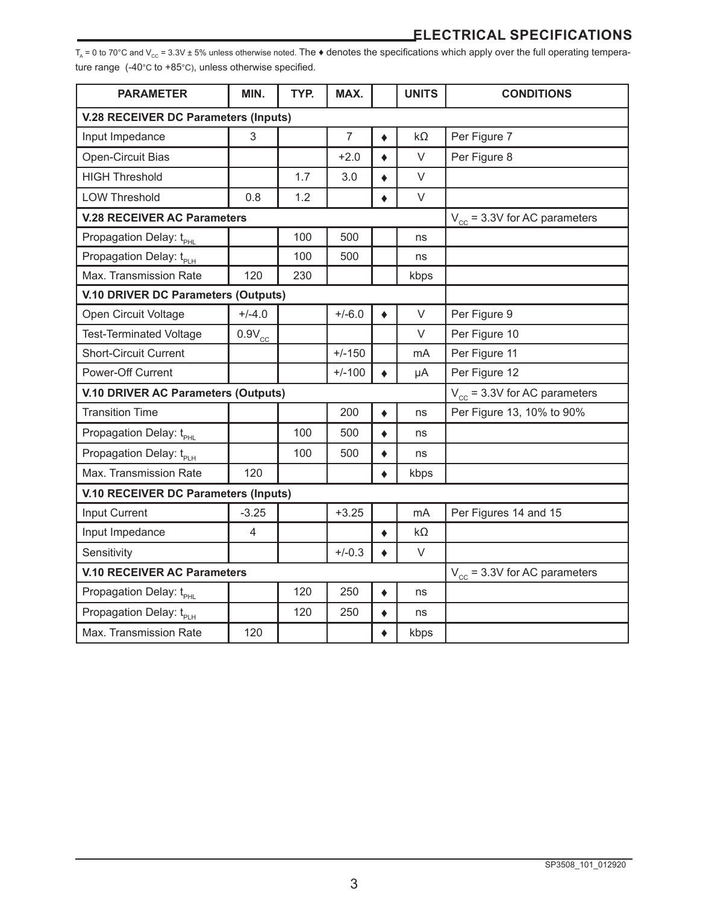## ELECTRICAL SPECIFICATIONS

$T_A$ = 0 to 70°C and $V_{CC}$ = 3.3V ± 5% unless otherwise noted. The ♦ denotes the specifications which apply over the full operating temperature range (-40°C to +85°C), unless otherwise specified.

| PARAMETER | MIN. | TYP. | MAX. | | UNITS | CONDITIONS |
|---|---|---|---|---|---|---|
| **V.28 RECEIVER DC Parameters (Inputs)** | | | | | | |
| Input Impedance | 3 | | 7 | ♦ | kΩ | Per Figure 7 |
| Open-Circuit Bias | | | +2.0 | ♦ | V | Per Figure 8 |
| HIGH Threshold | | 1.7 | 3.0 | ♦ | V | |
| LOW Threshold | 0.8 | 1.2 | | ♦ | V | |
| **V.28 RECEIVER AC Parameters** | | | | | | $V_{CC}$ = 3.3V for AC parameters |
| Propagation Delay: $t_{PHL}$ | | 100 | 500 | | ns | |
| Propagation Delay: $t_{PLH}$ | | 100 | 500 | | ns | |
| Max. Transmission Rate | 120 | 230 | | | kbps | |
| **V.10 DRIVER DC Parameters (Outputs)** | | | | | | |
| Open Circuit Voltage | +/-4.0 | | +/-6.0 | ♦ | V | Per Figure 9 |
| Test-Terminated Voltage | $0.9V_{CC}$ | | | | V | Per Figure 10 |
| Short-Circuit Current | | | +/-150 | | mA | Per Figure 11 |
| Power-Off Current | | | +/-100 | ♦ | µA | Per Figure 12 |
| **V.10 DRIVER AC Parameters (Outputs)** | | | | | | $V_{CC}$ = 3.3V for AC parameters |
| Transition Time | | | 200 | ♦ | ns | Per Figure 13, 10% to 90% |
| Propagation Delay: $t_{PHL}$ | | 100 | 500 | ♦ | ns | |
| Propagation Delay: $t_{PLH}$ | | 100 | 500 | ♦ | ns | |
| Max. Transmission Rate | 120 | | | ♦ | kbps | |
| **V.10 RECEIVER DC Parameters (Inputs)** | | | | | | |
| Input Current | -3.25 | | +3.25 | | mA | Per Figures 14 and 15 |
| Input Impedance | 4 | | | ♦ | kΩ | |
| Sensitivity | | | +/-0.3 | ♦ | V | |
| **V.10 RECEIVER AC Parameters** | | | | | | $V_{CC}$ = 3.3V for AC parameters |
| Propagation Delay: $t_{PHL}$ | | 120 | 250 | ♦ | ns | |
| Propagation Delay: $t_{PLH}$ | | 120 | 250 | ♦ | ns | |
| Max. Transmission Rate | 120 | | | ♦ | kbps | |

SP3508_101_012920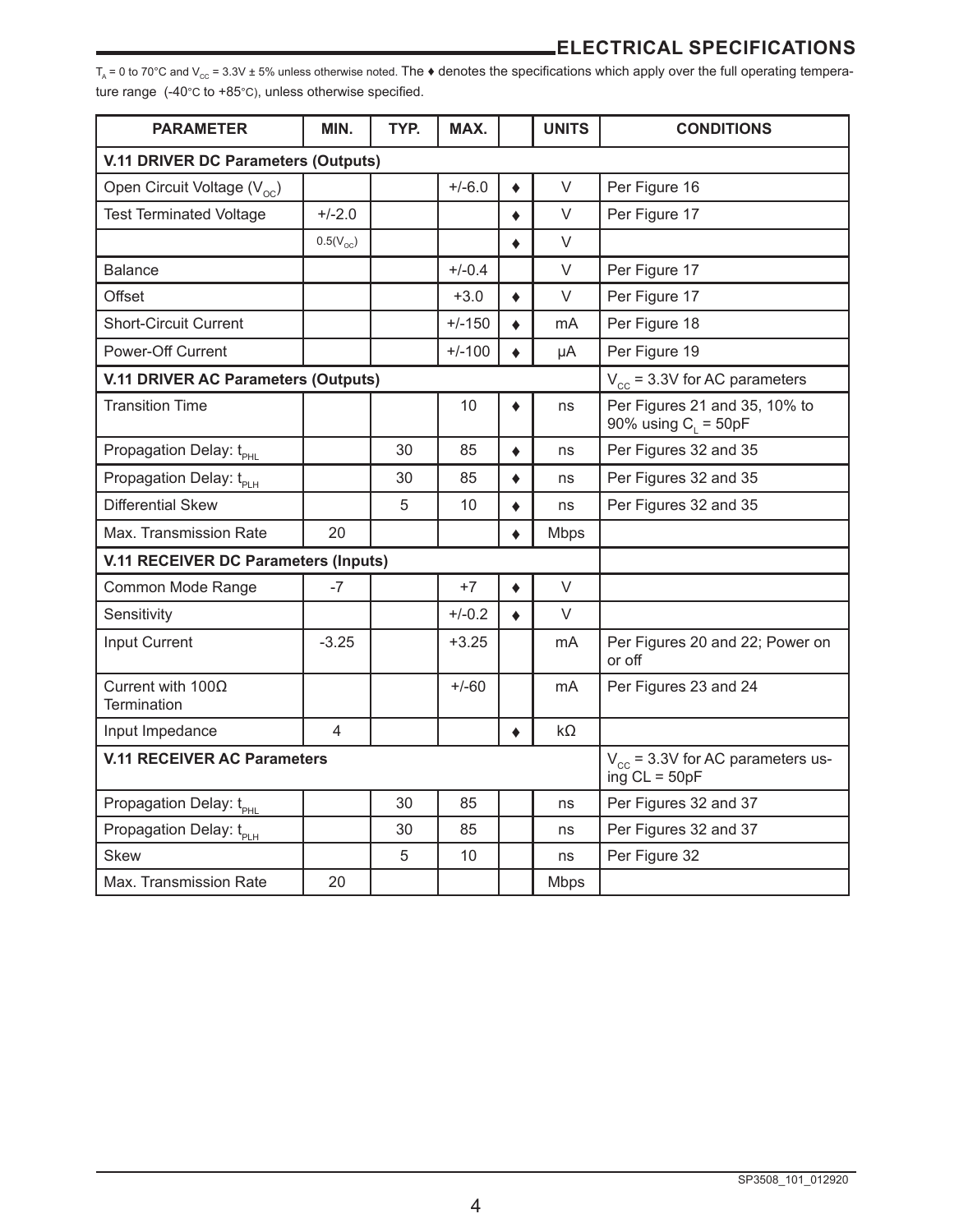## ELECTRICAL SPECIFICATIONS

$T_A$ = 0 to 70°C and $V_{CC}$ = 3.3V ± 5% unless otherwise noted. The ♦ denotes the specifications which apply over the full operating temperature range (-40°C to +85°C), unless otherwise specified.

| PARAMETER | MIN. | TYP. | MAX. | | UNITS | CONDITIONS |
|---|---|---|---|---|---|---|
| **V.11 DRIVER DC Parameters (Outputs)** | | | | | | |
| Open Circuit Voltage ($V_{OC}$) | | | +/-6.0 | ♦ | V | Per Figure 16 |
| Test Terminated Voltage | +/-2.0 | | | ♦ | V | Per Figure 17 |
| | 0.5($V_{OC}$) | | | ♦ | V | |
| Balance | | | +/-0.4 | | V | Per Figure 17 |
| Offset | | | +3.0 | ♦ | V | Per Figure 17 |
| Short-Circuit Current | | | +/-150 | ♦ | mA | Per Figure 18 |
| Power-Off Current | | | +/-100 | ♦ | µA | Per Figure 19 |
| **V.11 DRIVER AC Parameters (Outputs)** | | | | | | $V_{CC}$ = 3.3V for AC parameters |
| Transition Time | | | 10 | ♦ | ns | Per Figures 21 and 35, 10% to 90% using $C_L$ = 50pF |
| Propagation Delay: $t_{PHL}$ | | 30 | 85 | ♦ | ns | Per Figures 32 and 35 |
| Propagation Delay: $t_{PLH}$ | | 30 | 85 | ♦ | ns | Per Figures 32 and 35 |
| Differential Skew | | 5 | 10 | ♦ | ns | Per Figures 32 and 35 |
| Max. Transmission Rate | 20 | | | ♦ | Mbps | |
| **V.11 RECEIVER DC Parameters (Inputs)** | | | | | | |
| Common Mode Range | -7 | | +7 | ♦ | V | |
| Sensitivity | | | +/-0.2 | ♦ | V | |
| Input Current | -3.25 | | +3.25 | | mA | Per Figures 20 and 22; Power on or off |
| Current with 100Ω Termination | | | +/-60 | | mA | Per Figures 23 and 24 |
| Input Impedance | 4 | | | ♦ | kΩ | |
| **V.11 RECEIVER AC Parameters** | | | | | | $V_{CC}$ = 3.3V for AC parameters using CL = 50pF |
| Propagation Delay: $t_{PHL}$ | | 30 | 85 | | ns | Per Figures 32 and 37 |
| Propagation Delay: $t_{PLH}$ | | 30 | 85 | | ns | Per Figures 32 and 37 |
| Skew | | 5 | 10 | | ns | Per Figure 32 |
| Max. Transmission Rate | 20 | | | | Mbps | |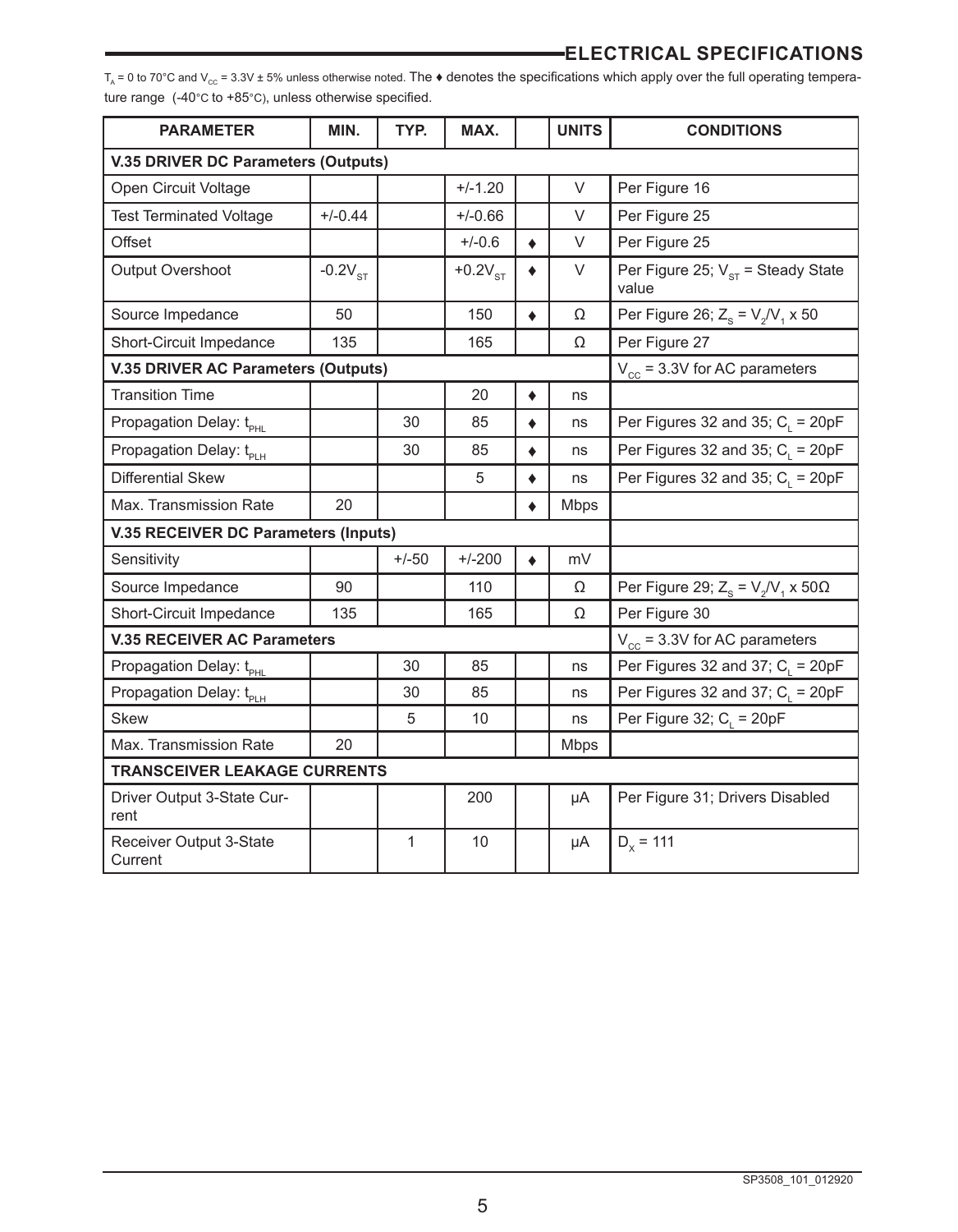## ELECTRICAL SPECIFICATIONS

$T_A$ = 0 to 70°C and $V_{CC}$ = 3.3V ± 5% unless otherwise noted. The ♦ denotes the specifications which apply over the full operating temperature range (-40°C to +85°C), unless otherwise specified.

| PARAMETER | MIN. | TYP. | MAX. | | UNITS | CONDITIONS |
|---|---|---|---|---|---|---|
| **V.35 DRIVER DC Parameters (Outputs)** | | | | | | |
| Open Circuit Voltage | | | +/-1.20 | | V | Per Figure 16 |
| Test Terminated Voltage | +/-0.44 | | +/-0.66 | | V | Per Figure 25 |
| Offset | | | +/-0.6 | ♦ | V | Per Figure 25 |
| Output Overshoot | $-0.2V_{ST}$ | | $+0.2V_{ST}$ | ♦ | V | Per Figure 25; $V_{ST}$ = Steady State value |
| Source Impedance | 50 | | 150 | ♦ | Ω | Per Figure 26; $Z_S = V_2/V_1 \times 50$ |
| Short-Circuit Impedance | 135 | | 165 | | Ω | Per Figure 27 |
| **V.35 DRIVER AC Parameters (Outputs)** | | | | | | $V_{CC}$ = 3.3V for AC parameters |
| Transition Time | | | 20 | ♦ | ns | |
| Propagation Delay: $t_{PHL}$ | | 30 | 85 | ♦ | ns | Per Figures 32 and 35; $C_L$ = 20pF |
| Propagation Delay: $t_{PLH}$ | | 30 | 85 | ♦ | ns | Per Figures 32 and 35; $C_L$ = 20pF |
| Differential Skew | | | 5 | ♦ | ns | Per Figures 32 and 35; $C_L$ = 20pF |
| Max. Transmission Rate | 20 | | | ♦ | Mbps | |
| **V.35 RECEIVER DC Parameters (Inputs)** | | | | | | |
| Sensitivity | | +/-50 | +/-200 | ♦ | mV | |
| Source Impedance | 90 | | 110 | | Ω | Per Figure 29; $Z_S = V_2/V_1 \times 50\Omega$ |
| Short-Circuit Impedance | 135 | | 165 | | Ω | Per Figure 30 |
| **V.35 RECEIVER AC Parameters** | | | | | | $V_{CC}$ = 3.3V for AC parameters |
| Propagation Delay: $t_{PHL}$ | | 30 | 85 | | ns | Per Figures 32 and 37; $C_L$ = 20pF |
| Propagation Delay: $t_{PLH}$ | | 30 | 85 | | ns | Per Figures 32 and 37; $C_L$ = 20pF |
| Skew | | 5 | 10 | | ns | Per Figure 32; $C_L$ = 20pF |
| Max. Transmission Rate | 20 | | | | Mbps | |
| **TRANSCEIVER LEAKAGE CURRENTS** | | | | | | |
| Driver Output 3-State Current | | | 200 | | μA | Per Figure 31; Drivers Disabled |
| Receiver Output 3-State Current | | 1 | 10 | | μA | $D_X$ = 111 |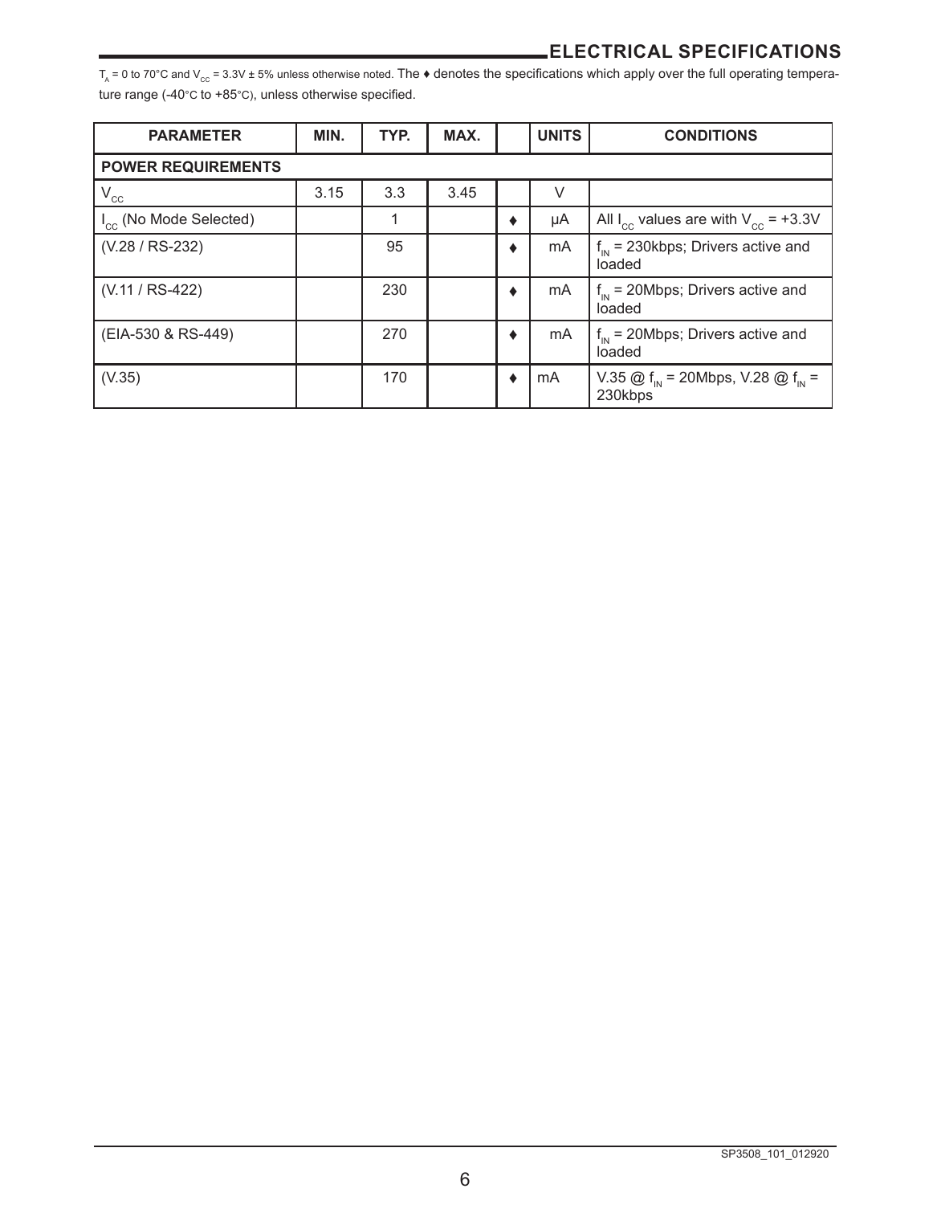## ELECTRICAL SPECIFICATIONS

$T_A$ = 0 to 70°C and $V_{CC}$ = 3.3V ± 5% unless otherwise noted. The ♦ denotes the specifications which apply over the full operating temperature range (-40°C to +85°C), unless otherwise specified.

| PARAMETER | MIN. | TYP. | MAX. | | UNITS | CONDITIONS |
|---|---|---|---|---|---|---|
| **POWER REQUIREMENTS** | | | | | | |
| $V_{CC}$ | 3.15 | 3.3 | 3.45 | | V | |
| $I_{CC}$ (No Mode Selected) | | 1 | | ♦ | µA | All $I_{CC}$ values are with $V_{CC}$ = +3.3V |
| (V.28 / RS-232) | | 95 | | ♦ | mA | $f_{IN}$ = 230kbps; Drivers active and loaded |
| (V.11 / RS-422) | | 230 | | ♦ | mA | $f_{IN}$ = 20Mbps; Drivers active and loaded |
| (EIA-530 & RS-449) | | 270 | | ♦ | mA | $f_{IN}$ = 20Mbps; Drivers active and loaded |
| (V.35) | | 170 | | ♦ | mA | V.35 @ $f_{IN}$ = 20Mbps, V.28 @ $f_{IN}$ = 230kbps |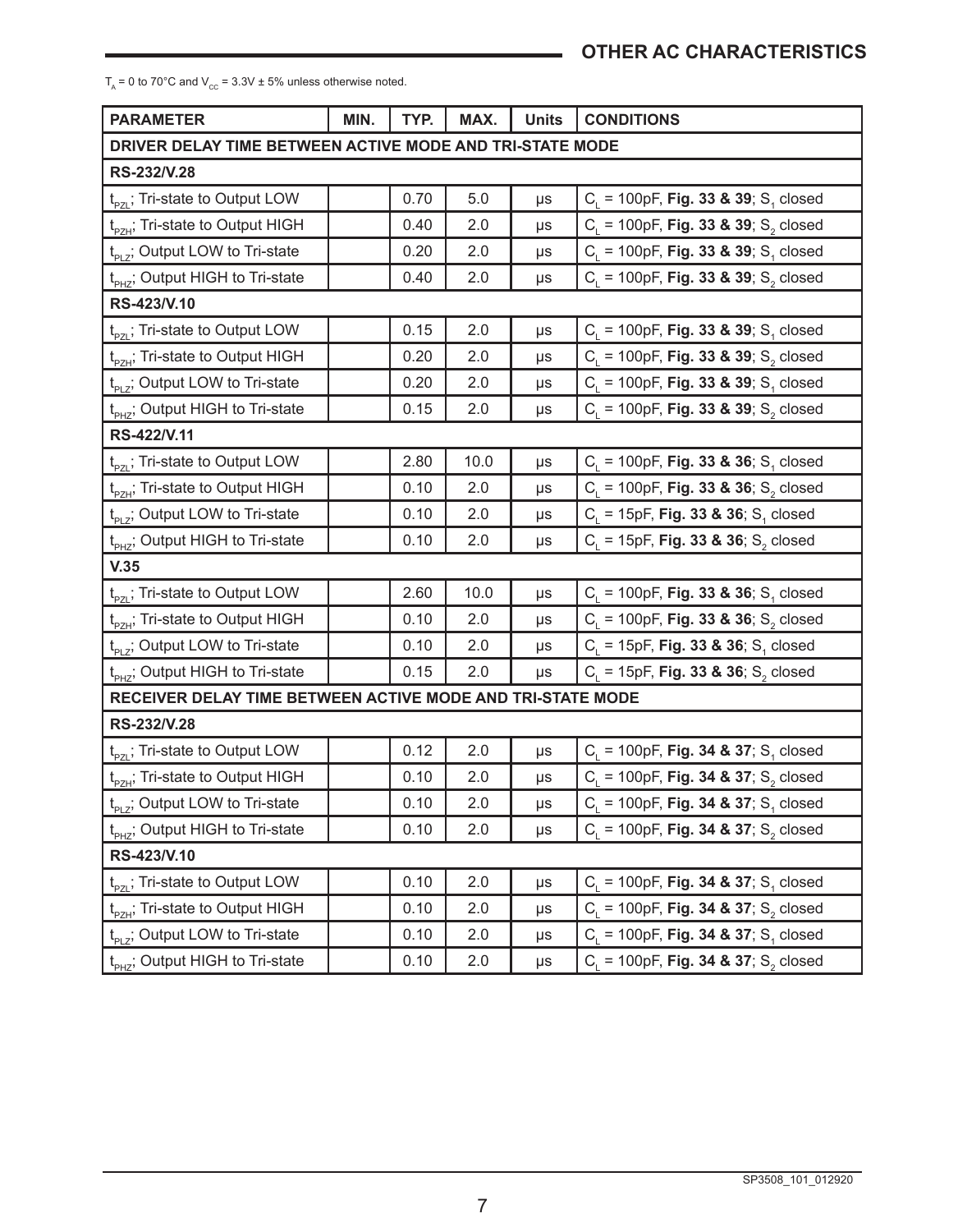## OTHER AC CHARACTERISTICS

$T_A$ = 0 to 70°C and $V_{CC}$ = 3.3V ± 5% unless otherwise noted.

| PARAMETER | MIN. | TYP. | MAX. | Units | CONDITIONS |
|---|---|---|---|---|---|
| **DRIVER DELAY TIME BETWEEN ACTIVE MODE AND TRI-STATE MODE** | | | | | |
| **RS-232/V.28** | | | | | |
| $t_{PZL}$; Tri-state to Output LOW | | 0.70 | 5.0 | µs | $C_L$ = 100pF, **Fig. 33 & 39**; $S_1$ closed |
| $t_{PZH}$; Tri-state to Output HIGH | | 0.40 | 2.0 | µs | $C_L$ = 100pF, **Fig. 33 & 39**; $S_2$ closed |
| $t_{PLZ}$; Output LOW to Tri-state | | 0.20 | 2.0 | µs | $C_L$ = 100pF, **Fig. 33 & 39**; $S_1$ closed |
| $t_{PHZ}$; Output HIGH to Tri-state | | 0.40 | 2.0 | µs | $C_L$ = 100pF, **Fig. 33 & 39**; $S_2$ closed |
| **RS-423/V.10** | | | | | |
| $t_{PZL}$; Tri-state to Output LOW | | 0.15 | 2.0 | µs | $C_L$ = 100pF, **Fig. 33 & 39**; $S_1$ closed |
| $t_{PZH}$; Tri-state to Output HIGH | | 0.20 | 2.0 | µs | $C_L$ = 100pF, **Fig. 33 & 39**; $S_2$ closed |
| $t_{PLZ}$; Output LOW to Tri-state | | 0.20 | 2.0 | µs | $C_L$ = 100pF, **Fig. 33 & 39**; $S_1$ closed |
| $t_{PHZ}$; Output HIGH to Tri-state | | 0.15 | 2.0 | µs | $C_L$ = 100pF, **Fig. 33 & 39**; $S_2$ closed |
| **RS-422/V.11** | | | | | |
| $t_{PZL}$; Tri-state to Output LOW | | 2.80 | 10.0 | µs | $C_L$ = 100pF, **Fig. 33 & 36**; $S_1$ closed |
| $t_{PZH}$; Tri-state to Output HIGH | | 0.10 | 2.0 | µs | $C_L$ = 100pF, **Fig. 33 & 36**; $S_2$ closed |
| $t_{PLZ}$; Output LOW to Tri-state | | 0.10 | 2.0 | µs | $C_L$ = 15pF, **Fig. 33 & 36**; $S_1$ closed |
| $t_{PHZ}$; Output HIGH to Tri-state | | 0.10 | 2.0 | µs | $C_L$ = 15pF, **Fig. 33 & 36**; $S_2$ closed |
| **V.35** | | | | | |
| $t_{PZL}$; Tri-state to Output LOW | | 2.60 | 10.0 | µs | $C_L$ = 100pF, **Fig. 33 & 36**; $S_1$ closed |
| $t_{PZH}$; Tri-state to Output HIGH | | 0.10 | 2.0 | µs | $C_L$ = 100pF, **Fig. 33 & 36**; $S_2$ closed |
| $t_{PLZ}$; Output LOW to Tri-state | | 0.10 | 2.0 | µs | $C_L$ = 15pF, **Fig. 33 & 36**; $S_1$ closed |
| $t_{PHZ}$; Output HIGH to Tri-state | | 0.15 | 2.0 | µs | $C_L$ = 15pF, **Fig. 33 & 36**; $S_2$ closed |
| **RECEIVER DELAY TIME BETWEEN ACTIVE MODE AND TRI-STATE MODE** | | | | | |
| **RS-232/V.28** | | | | | |
| $t_{PZL}$; Tri-state to Output LOW | | 0.12 | 2.0 | µs | $C_L$ = 100pF, **Fig. 34 & 37**; $S_1$ closed |
| $t_{PZH}$; Tri-state to Output HIGH | | 0.10 | 2.0 | µs | $C_L$ = 100pF, **Fig. 34 & 37**; $S_2$ closed |
| $t_{PLZ}$; Output LOW to Tri-state | | 0.10 | 2.0 | µs | $C_L$ = 100pF, **Fig. 34 & 37**; $S_1$ closed |
| $t_{PHZ}$; Output HIGH to Tri-state | | 0.10 | 2.0 | µs | $C_L$ = 100pF, **Fig. 34 & 37**; $S_2$ closed |
| **RS-423/V.10** | | | | | |
| $t_{PZL}$; Tri-state to Output LOW | | 0.10 | 2.0 | µs | $C_L$ = 100pF, **Fig. 34 & 37**; $S_1$ closed |
| $t_{PZH}$; Tri-state to Output HIGH | | 0.10 | 2.0 | µs | $C_L$ = 100pF, **Fig. 34 & 37**; $S_2$ closed |
| $t_{PLZ}$; Output LOW to Tri-state | | 0.10 | 2.0 | µs | $C_L$ = 100pF, **Fig. 34 & 37**; $S_1$ closed |
| $t_{PHZ}$; Output HIGH to Tri-state | | 0.10 | 2.0 | µs | $C_L$ = 100pF, **Fig. 34 & 37**; $S_2$ closed |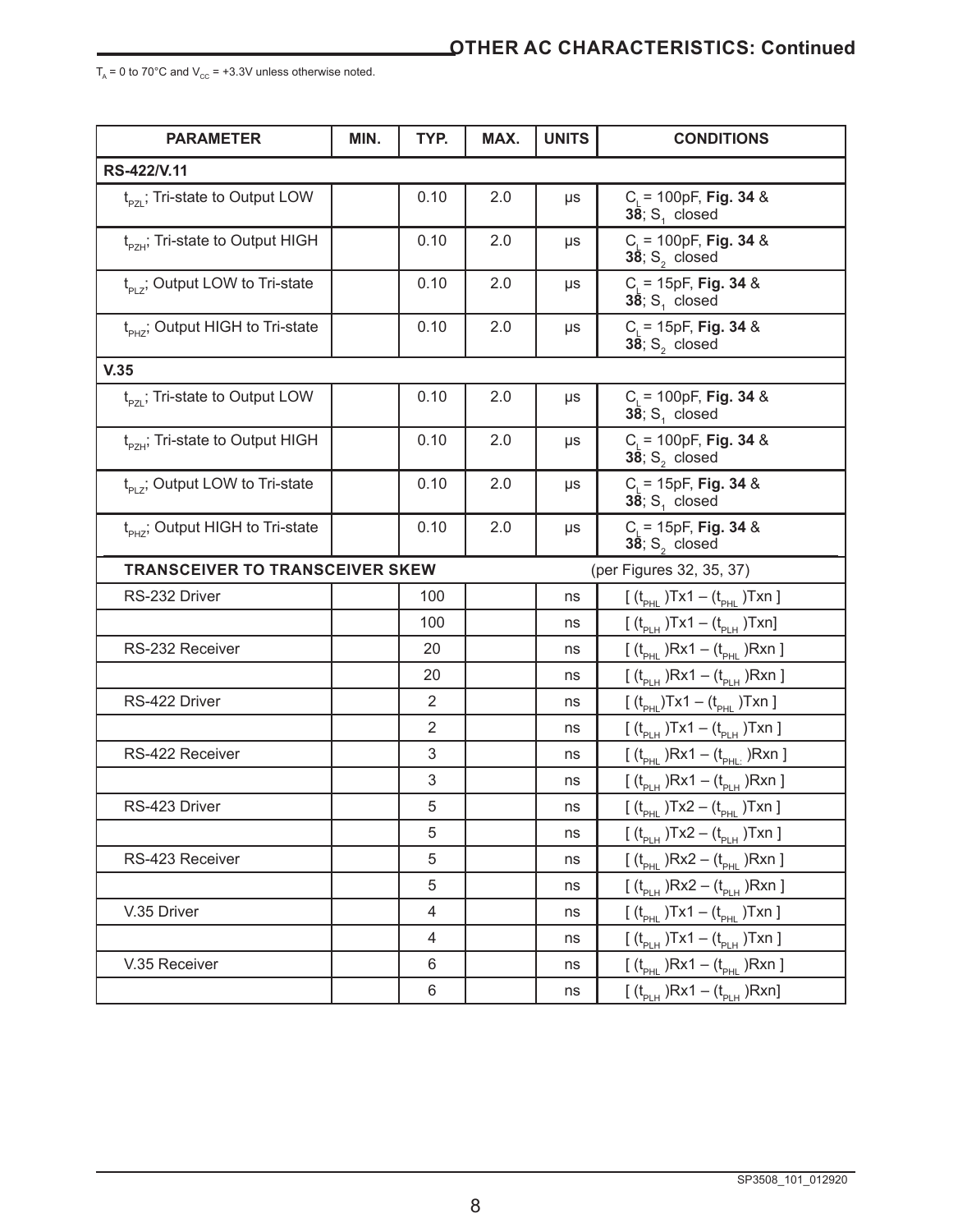## OTHER AC CHARACTERISTICS: Continued

$T_A$ = 0 to 70°C and $V_{CC}$ = +3.3V unless otherwise noted.

| PARAMETER | MIN. | TYP. | MAX. | UNITS | CONDITIONS |
|---|---|---|---|---|---|
| **RS-422/V.11** | | | | | |
| $t_{PZL}$; Tri-state to Output LOW | | 0.10 | 2.0 | µs | $C_L$ = 100pF, **Fig. 34** & **38**; $S_1$ closed |
| $t_{PZH}$; Tri-state to Output HIGH | | 0.10 | 2.0 | µs | $C_L$ = 100pF, **Fig. 34** & **38**; $S_2$ closed |
| $t_{PLZ}$; Output LOW to Tri-state | | 0.10 | 2.0 | µs | $C_L$ = 15pF, **Fig. 34** & **38**; $S_1$ closed |
| $t_{PHZ}$; Output HIGH to Tri-state | | 0.10 | 2.0 | µs | $C_L$ = 15pF, **Fig. 34** & **38**; $S_2$ closed |
| **V.35** | | | | | |
| $t_{PZL}$; Tri-state to Output LOW | | 0.10 | 2.0 | µs | $C_L$ = 100pF, **Fig. 34** & **38**; $S_1$ closed |
| $t_{PZH}$; Tri-state to Output HIGH | | 0.10 | 2.0 | µs | $C_L$ = 100pF, **Fig. 34** & **38**; $S_2$ closed |
| $t_{PLZ}$; Output LOW to Tri-state | | 0.10 | 2.0 | µs | $C_L$ = 15pF, **Fig. 34** & **38**; $S_1$ closed |
| $t_{PHZ}$; Output HIGH to Tri-state | | 0.10 | 2.0 | µs | $C_L$ = 15pF, **Fig. 34** & **38**; $S_2$ closed |
| **TRANSCEIVER TO TRANSCEIVER SKEW** | | | | | (per Figures 32, 35, 37) |
| RS-232 Driver | | 100 | | ns | [ $(t_{PHL})$Tx1 – $(t_{PHL})$Txn ] |
| | | 100 | | ns | [ $(t_{PLH})$Tx1 – $(t_{PLH})$Txn] |
| RS-232 Receiver | | 20 | | ns | [ $(t_{PHL})$Rx1 – $(t_{PHL})$Rxn ] |
| | | 20 | | ns | [ $(t_{PLH})$Rx1 – $(t_{PLH})$Rxn ] |
| RS-422 Driver | | 2 | | ns | [ $(t_{PHL})$Tx1 – $(t_{PHL})$Txn ] |
| | | 2 | | ns | [ $(t_{PLH})$Tx1 – $(t_{PLH})$Txn ] |
| RS-422 Receiver | | 3 | | ns | [ $(t_{PHL})$Rx1 – $(t_{PHL:})$Rxn ] |
| | | 3 | | ns | [ $(t_{PLH})$Rx1 – $(t_{PLH})$Rxn ] |
| RS-423 Driver | | 5 | | ns | [ $(t_{PHL})$Tx2 – $(t_{PHL})$Txn ] |
| | | 5 | | ns | [ $(t_{PLH})$Tx2 – $(t_{PLH})$Txn ] |
| RS-423 Receiver | | 5 | | ns | [ $(t_{PHL})$Rx2 – $(t_{PHL})$Rxn ] |
| | | 5 | | ns | [ $(t_{PLH})$Rx2 – $(t_{PLH})$Rxn ] |
| V.35 Driver | | 4 | | ns | [ $(t_{PHL})$Tx1 – $(t_{PHL})$Txn ] |
| | | 4 | | ns | [ $(t_{PLH})$Tx1 – $(t_{PLH})$Txn ] |
| V.35 Receiver | | 6 | | ns | [ $(t_{PHL})$Rx1 – $(t_{PHL})$Rxn ] |
| | | 6 | | ns | [ $(t_{PLH})$Rx1 – $(t_{PLH})$Rxn] |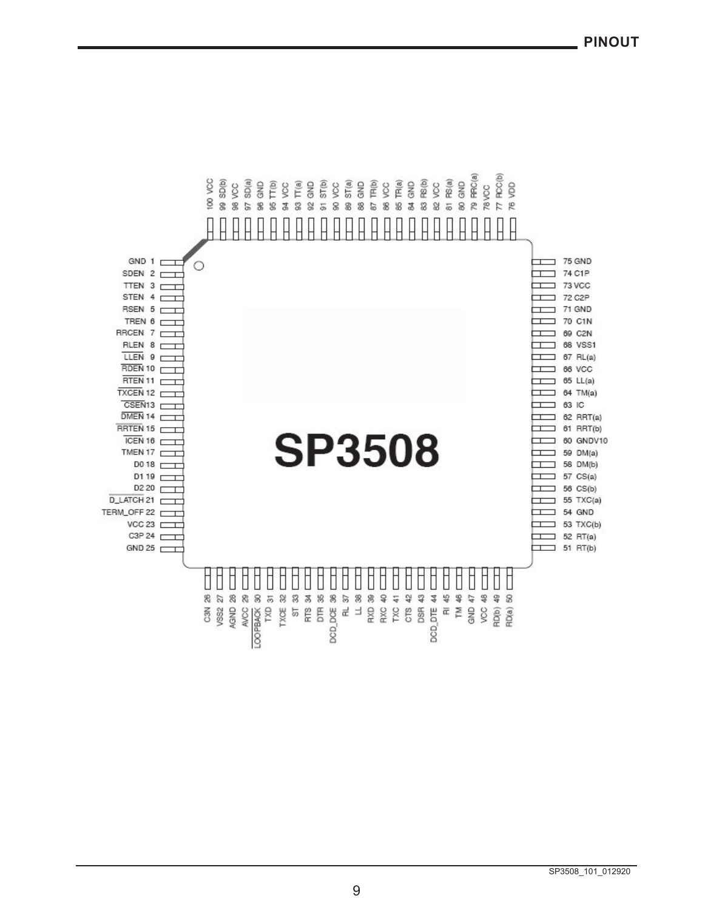# PINOUT

| Pin | Name | Pin | Name | Pin | Name | Pin | Name |
|---|---|---|---|---|---|---|---|
| 1 | GND | 26 | C3N | 51 | RT(b) | 76 | VDD |
| 2 | SDEN | 27 | VSS2 | 52 | RT(a) | 77 | RCC(b) |
| 3 | TTEN | 28 | AGND | 53 | TXC(b) | 78 | VCC |
| 4 | STEN | 29 | AVCC | 54 | GND | 79 | RRC(a) |
| 5 | RSEN | 30 | LOOPBACK (active low) | 55 | TXC(a) | 80 | GND |
| 6 | TREN | 31 | TXD | 56 | CS(b) | 81 | RS(a) |
| 7 | RRCEN | 32 | TXCE | 57 | CS(a) | 82 | VCC |
| 8 | RLEN | 33 | ST | 58 | DM(b) | 83 | RS(b) |
| 9 | LLEN (active low) | 34 | RTS | 59 | DM(a) | 84 | GND |
| 10 | RDEN (active low) | 35 | DTR | 60 | GNDV10 | 85 | TR(a) |
| 11 | RTEN (active low) | 36 | DCD_DCE | 61 | RRT(b) | 86 | VCC |
| 12 | TXCEN (active low) | 37 | RL | 62 | RRT(a) | 87 | TR(b) |
| 13 | CSEN (active low) | 38 | LL | 63 | IC | 88 | GND |
| 14 | DMEN (active low) | 39 | RXD | 64 | TM(a) | 89 | ST(a) |
| 15 | RRTEN (active low) | 40 | RXC | 65 | LL(a) | 90 | VCC |
| 16 | ICEN (active low) | 41 | TXC | 66 | VCC | 91 | ST(b) |
| 17 | TMEN | 42 | CTS | 67 | RL(a) | 92 | GND |
| 18 | D0 | 43 | DSR | 68 | VSS1 | 93 | TT(a) |
| 19 | D1 | 44 | DCD_DTE | 69 | C2N | 94 | VCC |
| 20 | D2 | 45 | RI | 70 | C1N | 95 | TT(b) |
| 21 | D_LATCH (active low) | 46 | TM | 71 | GND | 96 | GND |
| 22 | TERM_OFF | 47 | GND | 72 | C2P | 97 | SD(a) |
| 23 | VCC | 48 | VCC | 73 | VCC | 98 | VCC |
| 24 | C3P | 49 | RD(b) | 74 | C1P | 99 | SD(b) |
| 25 | GND | 50 | RD(a) | 75 | GND | 100 | VCC |

SP3508

SP3508_101_012920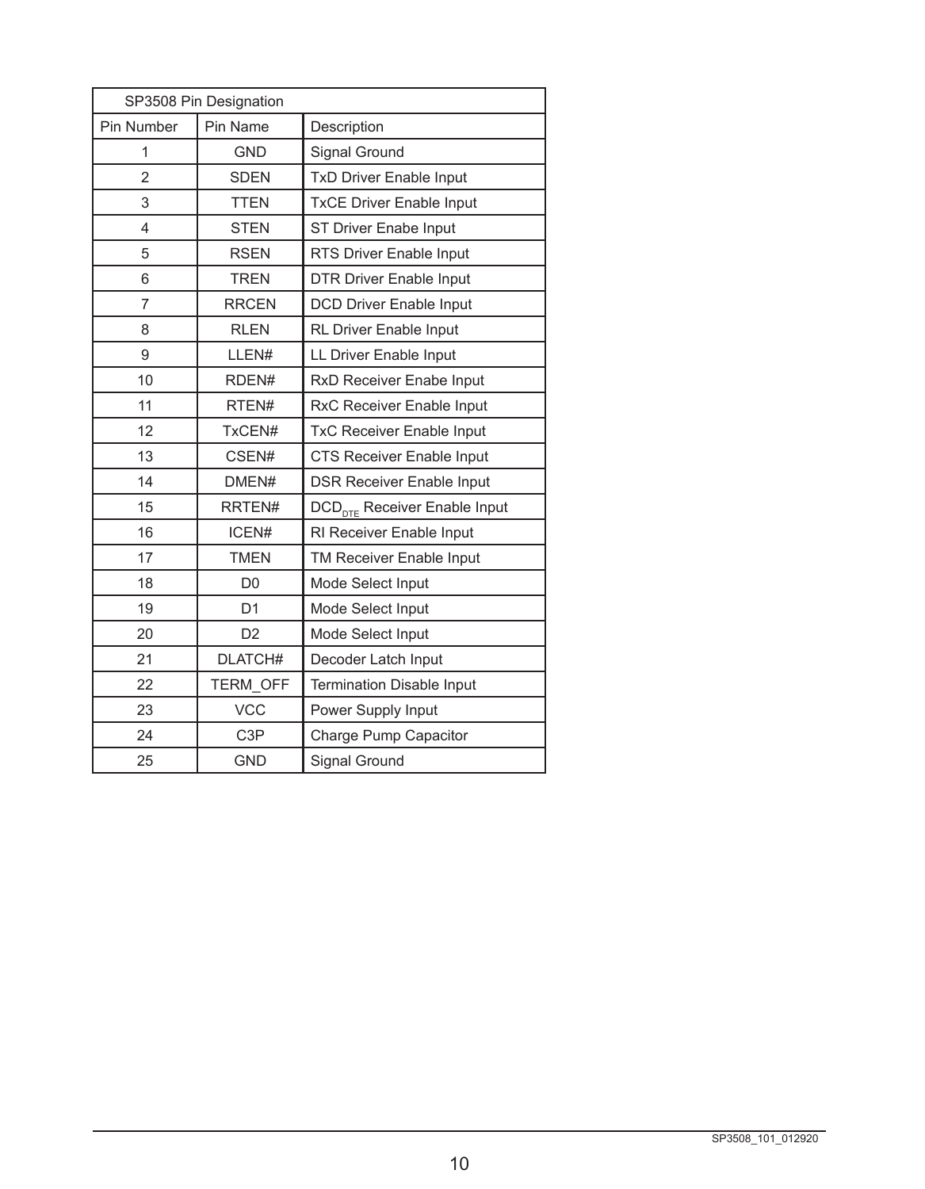| SP3508 Pin Designation | | |
|---|---|---|
| Pin Number | Pin Name | Description |
| 1 | GND | Signal Ground |
| 2 | SDEN | TxD Driver Enable Input |
| 3 | TTEN | TxCE Driver Enable Input |
| 4 | STEN | ST Driver Enabe Input |
| 5 | RSEN | RTS Driver Enable Input |
| 6 | TREN | DTR Driver Enable Input |
| 7 | RRCEN | DCD Driver Enable Input |
| 8 | RLEN | RL Driver Enable Input |
| 9 | LLEN# | LL Driver Enable Input |
| 10 | RDEN# | RxD Receiver Enabe Input |
| 11 | RTEN# | RxC Receiver Enable Input |
| 12 | TxCEN# | TxC Receiver Enable Input |
| 13 | CSEN# | CTS Receiver Enable Input |
| 14 | DMEN# | DSR Receiver Enable Input |
| 15 | RRTEN# | $DCD_{DTE}$ Receiver Enable Input |
| 16 | ICEN# | RI Receiver Enable Input |
| 17 | TMEN | TM Receiver Enable Input |
| 18 | D0 | Mode Select Input |
| 19 | D1 | Mode Select Input |
| 20 | D2 | Mode Select Input |
| 21 | DLATCH# | Decoder Latch Input |
| 22 | TERM_OFF | Termination Disable Input |
| 23 | VCC | Power Supply Input |
| 24 | C3P | Charge Pump Capacitor |
| 25 | GND | Signal Ground |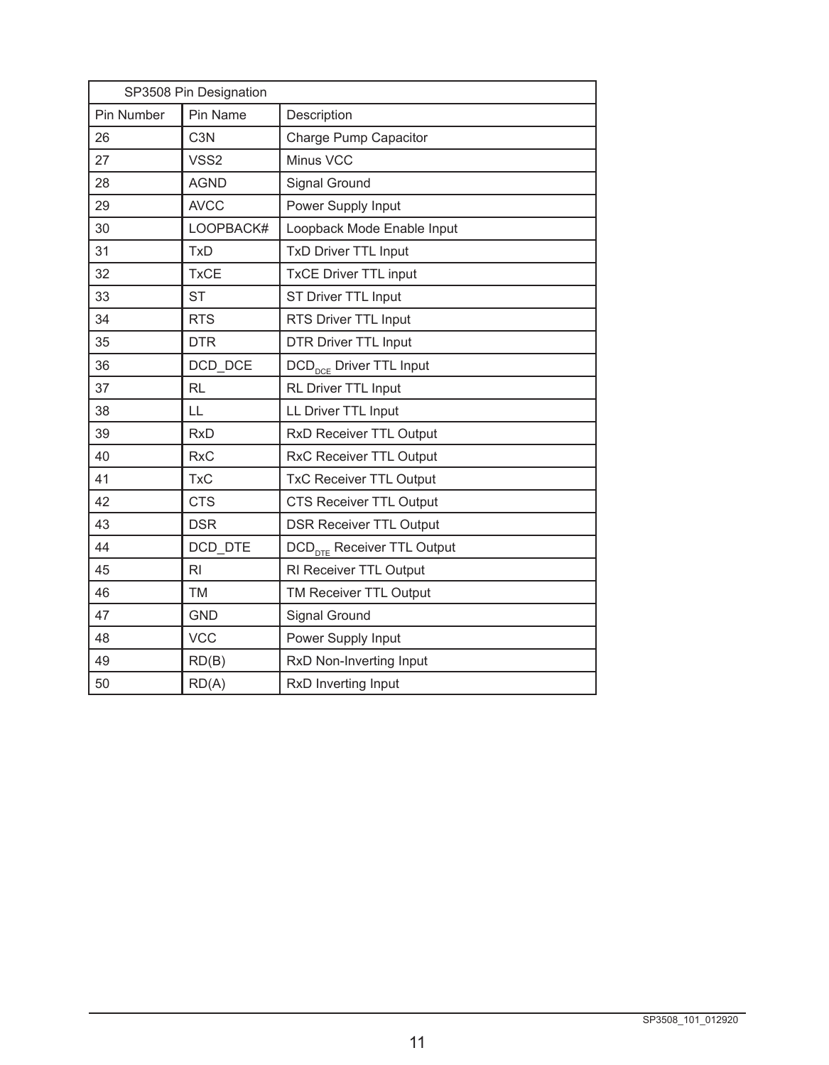| SP3508 Pin Designation | | |
|---|---|---|
| Pin Number | Pin Name | Description |
| 26 | C3N | Charge Pump Capacitor |
| 27 | VSS2 | Minus VCC |
| 28 | AGND | Signal Ground |
| 29 | AVCC | Power Supply Input |
| 30 | LOOPBACK# | Loopback Mode Enable Input |
| 31 | TxD | TxD Driver TTL Input |
| 32 | TxCE | TxCE Driver TTL input |
| 33 | ST | ST Driver TTL Input |
| 34 | RTS | RTS Driver TTL Input |
| 35 | DTR | DTR Driver TTL Input |
| 36 | DCD_DCE | $DCD_{DCE}$ Driver TTL Input |
| 37 | RL | RL Driver TTL Input |
| 38 | LL | LL Driver TTL Input |
| 39 | RxD | RxD Receiver TTL Output |
| 40 | RxC | RxC Receiver TTL Output |
| 41 | TxC | TxC Receiver TTL Output |
| 42 | CTS | CTS Receiver TTL Output |
| 43 | DSR | DSR Receiver TTL Output |
| 44 | DCD_DTE | $DCD_{DTE}$ Receiver TTL Output |
| 45 | RI | RI Receiver TTL Output |
| 46 | TM | TM Receiver TTL Output |
| 47 | GND | Signal Ground |
| 48 | VCC | Power Supply Input |
| 49 | RD(B) | RxD Non-Inverting Input |
| 50 | RD(A) | RxD Inverting Input |

SP3508_101_012920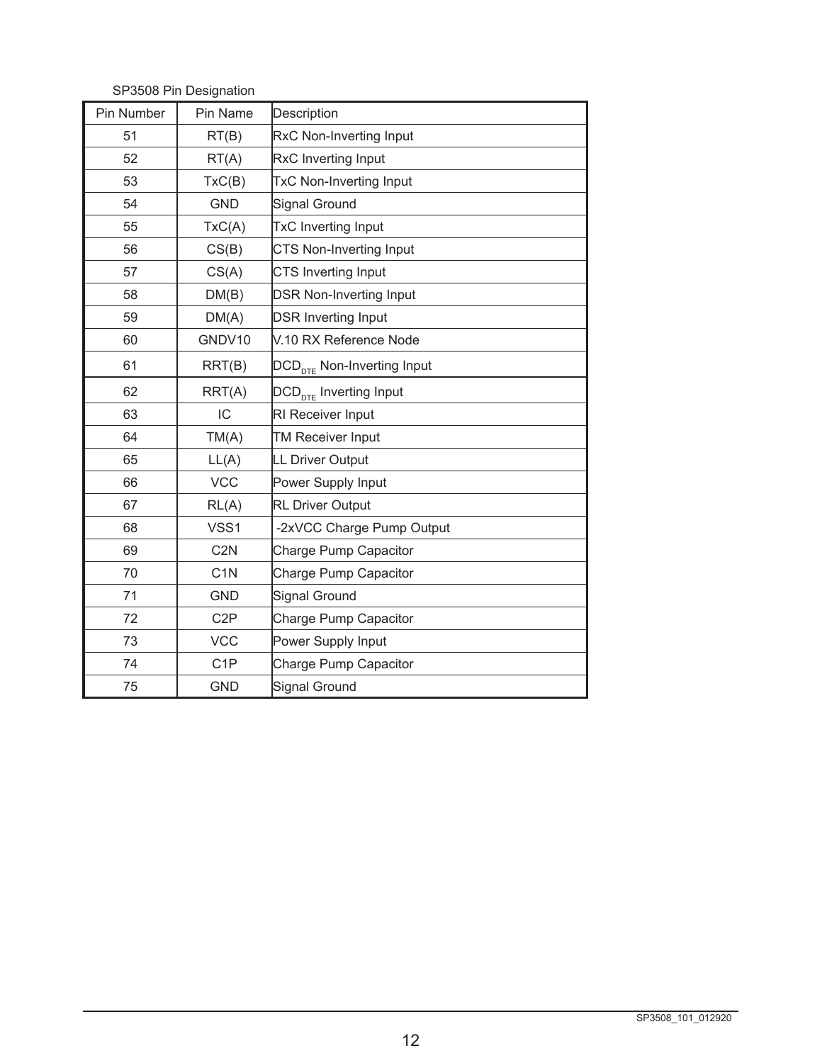SP3508 Pin Designation

| Pin Number | Pin Name | Description |
|---|---|---|
| 51 | RT(B) | RxC Non-Inverting Input |
| 52 | RT(A) | RxC Inverting Input |
| 53 | TxC(B) | TxC Non-Inverting Input |
| 54 | GND | Signal Ground |
| 55 | TxC(A) | TxC Inverting Input |
| 56 | CS(B) | CTS Non-Inverting Input |
| 57 | CS(A) | CTS Inverting Input |
| 58 | DM(B) | DSR Non-Inverting Input |
| 59 | DM(A) | DSR Inverting Input |
| 60 | GNDV10 | V.10 RX Reference Node |
| 61 | RRT(B) | $DCD_{DTE}$ Non-Inverting Input |
| 62 | RRT(A) | $DCD_{DTE}$ Inverting Input |
| 63 | IC | RI Receiver Input |
| 64 | TM(A) | TM Receiver Input |
| 65 | LL(A) | LL Driver Output |
| 66 | VCC | Power Supply Input |
| 67 | RL(A) | RL Driver Output |
| 68 | VSS1 | -2xVCC Charge Pump Output |
| 69 | C2N | Charge Pump Capacitor |
| 70 | C1N | Charge Pump Capacitor |
| 71 | GND | Signal Ground |
| 72 | C2P | Charge Pump Capacitor |
| 73 | VCC | Power Supply Input |
| 74 | C1P | Charge Pump Capacitor |
| 75 | GND | Signal Ground |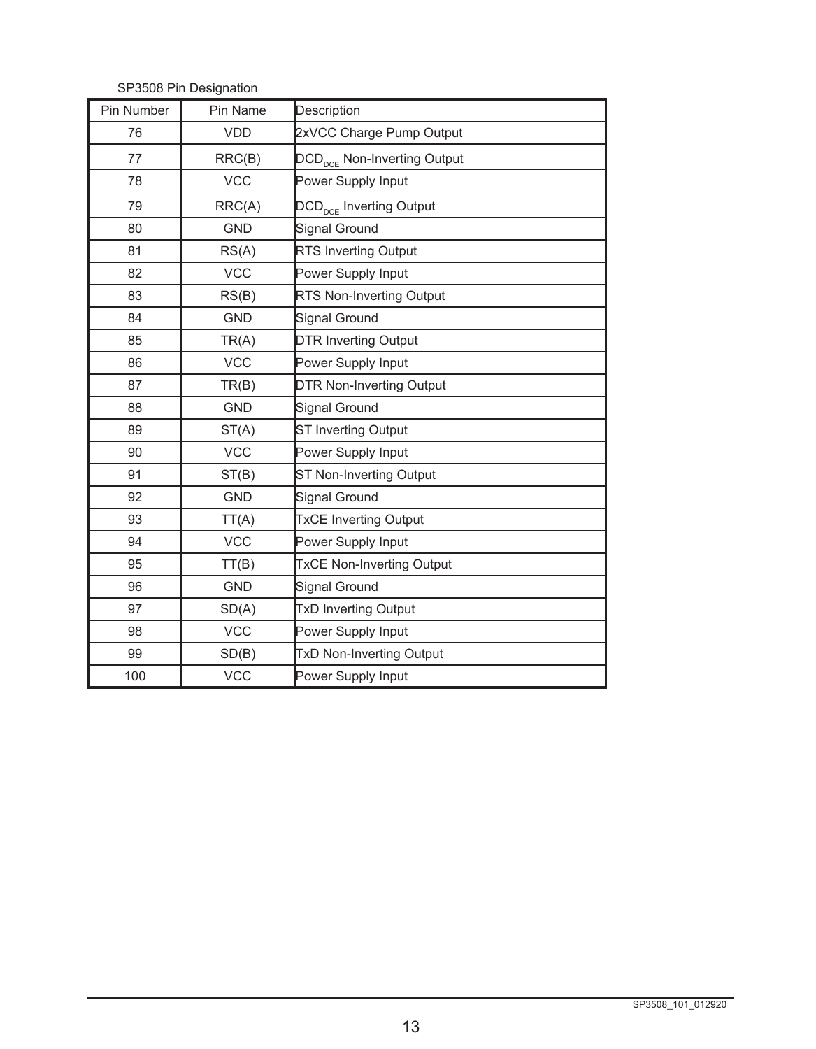SP3508 Pin Designation

| Pin Number | Pin Name | Description |
|---|---|---|
| 76 | VDD | 2xVCC Charge Pump Output |
| 77 | RRC(B) | $DCD_{DCE}$ Non-Inverting Output |
| 78 | VCC | Power Supply Input |
| 79 | RRC(A) | $DCD_{DCE}$ Inverting Output |
| 80 | GND | Signal Ground |
| 81 | RS(A) | RTS Inverting Output |
| 82 | VCC | Power Supply Input |
| 83 | RS(B) | RTS Non-Inverting Output |
| 84 | GND | Signal Ground |
| 85 | TR(A) | DTR Inverting Output |
| 86 | VCC | Power Supply Input |
| 87 | TR(B) | DTR Non-Inverting Output |
| 88 | GND | Signal Ground |
| 89 | ST(A) | ST Inverting Output |
| 90 | VCC | Power Supply Input |
| 91 | ST(B) | ST Non-Inverting Output |
| 92 | GND | Signal Ground |
| 93 | TT(A) | TxCE Inverting Output |
| 94 | VCC | Power Supply Input |
| 95 | TT(B) | TxCE Non-Inverting Output |
| 96 | GND | Signal Ground |
| 97 | SD(A) | TxD Inverting Output |
| 98 | VCC | Power Supply Input |
| 99 | SD(B) | TxD Non-Inverting Output |
| 100 | VCC | Power Supply Input |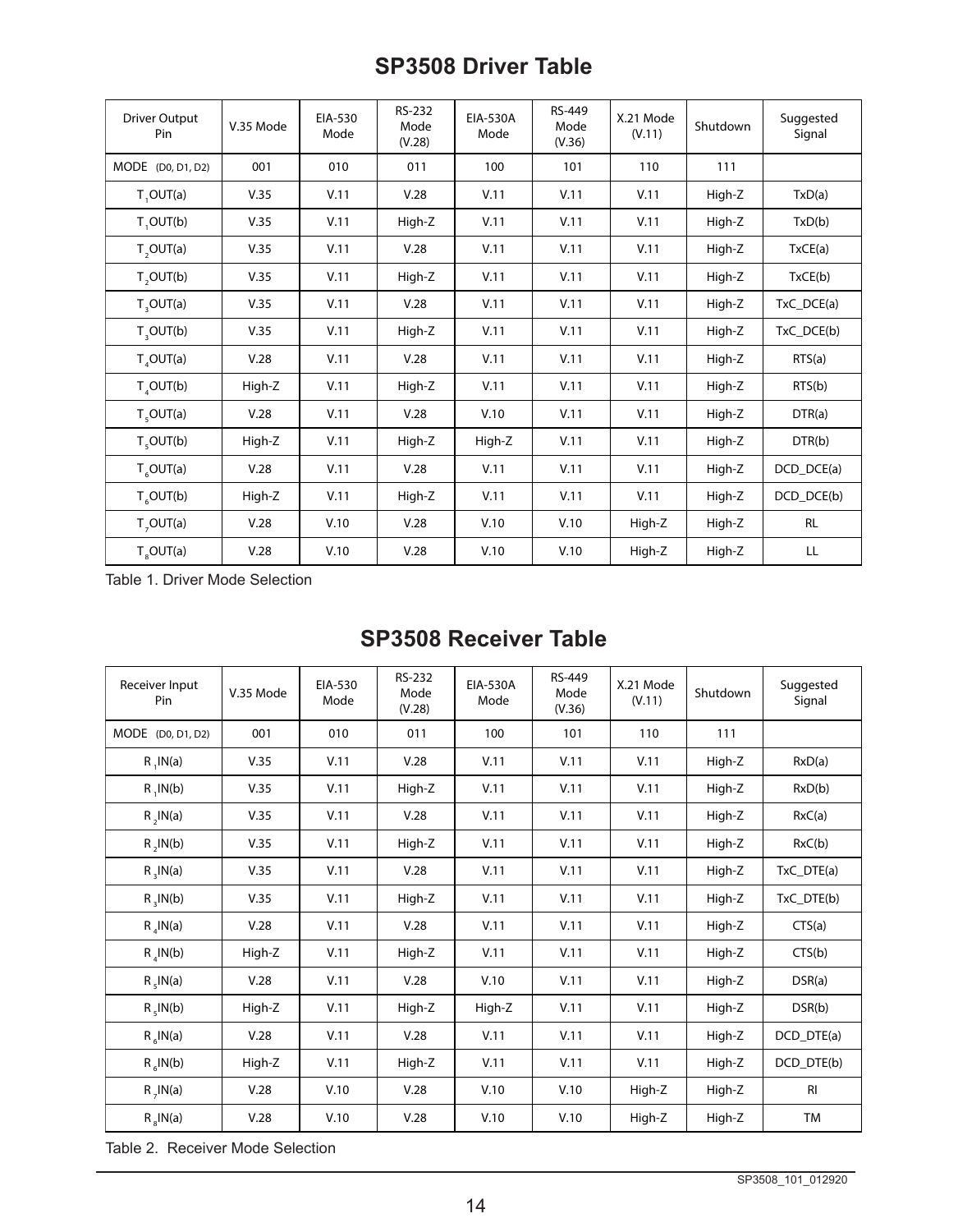## SP3508 Driver Table

| Driver Output Pin | V.35 Mode | EIA-530 Mode | RS-232 Mode (V.28) | EIA-530A Mode | RS-449 Mode (V.36) | X.21 Mode (V.11) | Shutdown | Suggested Signal |
|---|---|---|---|---|---|---|---|---|
| MODE (D0, D1, D2) | 001 | 010 | 011 | 100 | 101 | 110 | 111 | |
| $T_1$OUT(a) | V.35 | V.11 | V.28 | V.11 | V.11 | V.11 | High-Z | TxD(a) |
| $T_1$OUT(b) | V.35 | V.11 | High-Z | V.11 | V.11 | V.11 | High-Z | TxD(b) |
| $T_2$OUT(a) | V.35 | V.11 | V.28 | V.11 | V.11 | V.11 | High-Z | TxCE(a) |
| $T_2$OUT(b) | V.35 | V.11 | High-Z | V.11 | V.11 | V.11 | High-Z | TxCE(b) |
| $T_3$OUT(a) | V.35 | V.11 | V.28 | V.11 | V.11 | V.11 | High-Z | TxC_DCE(a) |
| $T_3$OUT(b) | V.35 | V.11 | High-Z | V.11 | V.11 | V.11 | High-Z | TxC_DCE(b) |
| $T_4$OUT(a) | V.28 | V.11 | V.28 | V.11 | V.11 | V.11 | High-Z | RTS(a) |
| $T_4$OUT(b) | High-Z | V.11 | High-Z | V.11 | V.11 | V.11 | High-Z | RTS(b) |
| $T_5$OUT(a) | V.28 | V.11 | V.28 | V.10 | V.11 | V.11 | High-Z | DTR(a) |
| $T_5$OUT(b) | High-Z | V.11 | High-Z | High-Z | V.11 | V.11 | High-Z | DTR(b) |
| $T_6$OUT(a) | V.28 | V.11 | V.28 | V.11 | V.11 | V.11 | High-Z | DCD_DCE(a) |
| $T_6$OUT(b) | High-Z | V.11 | High-Z | V.11 | V.11 | V.11 | High-Z | DCD_DCE(b) |
| $T_7$OUT(a) | V.28 | V.10 | V.28 | V.10 | V.10 | High-Z | High-Z | RL |
| $T_8$OUT(a) | V.28 | V.10 | V.28 | V.10 | V.10 | High-Z | High-Z | LL |

Table 1. Driver Mode Selection

## SP3508 Receiver Table

| Receiver Input Pin | V.35 Mode | EIA-530 Mode | RS-232 Mode (V.28) | EIA-530A Mode | RS-449 Mode (V.36) | X.21 Mode (V.11) | Shutdown | Suggested Signal |
|---|---|---|---|---|---|---|---|---|
| MODE (D0, D1, D2) | 001 | 010 | 011 | 100 | 101 | 110 | 111 | |
| $R_1$IN(a) | V.35 | V.11 | V.28 | V.11 | V.11 | V.11 | High-Z | RxD(a) |
| $R_1$IN(b) | V.35 | V.11 | High-Z | V.11 | V.11 | V.11 | High-Z | RxD(b) |
| $R_2$IN(a) | V.35 | V.11 | V.28 | V.11 | V.11 | V.11 | High-Z | RxC(a) |
| $R_2$IN(b) | V.35 | V.11 | High-Z | V.11 | V.11 | V.11 | High-Z | RxC(b) |
| $R_3$IN(a) | V.35 | V.11 | V.28 | V.11 | V.11 | V.11 | High-Z | TxC_DTE(a) |
| $R_3$IN(b) | V.35 | V.11 | High-Z | V.11 | V.11 | V.11 | High-Z | TxC_DTE(b) |
| $R_4$IN(a) | V.28 | V.11 | V.28 | V.11 | V.11 | V.11 | High-Z | CTS(a) |
| $R_4$IN(b) | High-Z | V.11 | High-Z | V.11 | V.11 | V.11 | High-Z | CTS(b) |
| $R_5$IN(a) | V.28 | V.11 | V.28 | V.10 | V.11 | V.11 | High-Z | DSR(a) |
| $R_5$IN(b) | High-Z | V.11 | High-Z | High-Z | V.11 | V.11 | High-Z | DSR(b) |
| $R_6$IN(a) | V.28 | V.11 | V.28 | V.11 | V.11 | V.11 | High-Z | DCD_DTE(a) |
| $R_6$IN(b) | High-Z | V.11 | High-Z | V.11 | V.11 | V.11 | High-Z | DCD_DTE(b) |
| $R_7$IN(a) | V.28 | V.10 | V.28 | V.10 | V.10 | High-Z | High-Z | RI |
| $R_8$IN(a) | V.28 | V.10 | V.28 | V.10 | V.10 | High-Z | High-Z | TM |

Table 2. Receiver Mode Selection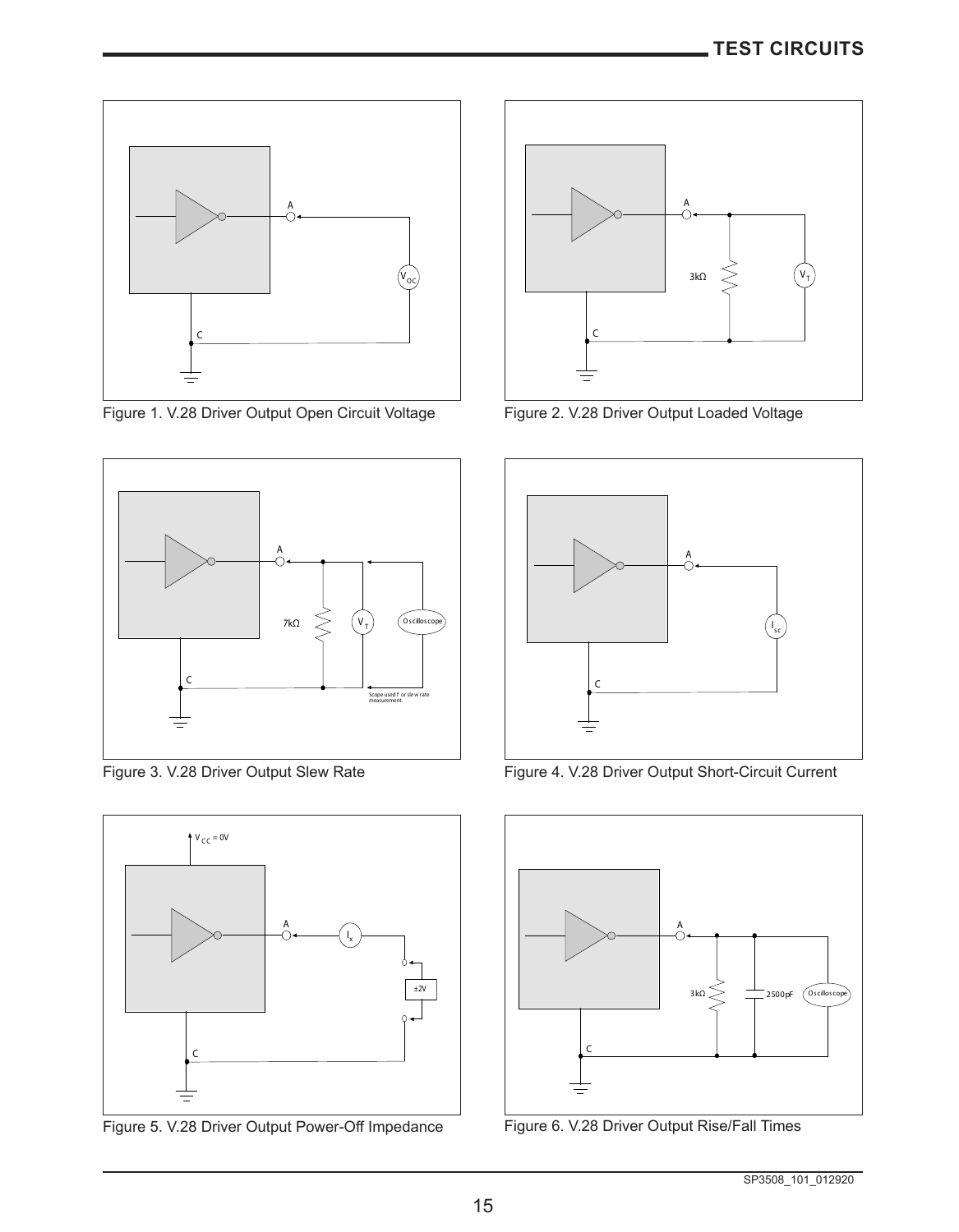# TEST CIRCUITS

A

$V_{OC}$

C

Figure 1. V.28 Driver Output Open Circuit Voltage

A

3kΩ

$V_T$

C

Figure 2. V.28 Driver Output Loaded Voltage

A

7kΩ

$V_T$

Oscilloscope

C

Scope used for slew rate measurement.

Figure 3. V.28 Driver Output Slew Rate

A

$I_{sc}$

C

Figure 4. V.28 Driver Output Short-Circuit Current

$V_{CC}$ = 0V

A

$I_x$

±2V

C

Figure 5. V.28 Driver Output Power-Off Impedance

A

3kΩ

2500pF

Oscilloscope

C

Figure 6. V.28 Driver Output Rise/Fall Times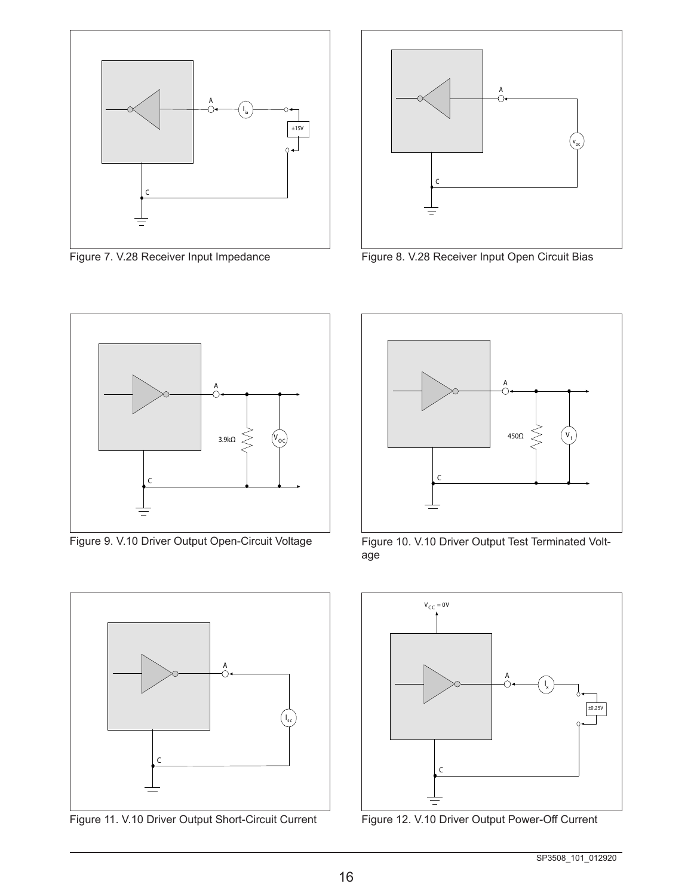Figure 7. V.28 Receiver Input Impedance

Figure 8. V.28 Receiver Input Open Circuit Bias

Figure 9. V.10 Driver Output Open-Circuit Voltage

Figure 10. V.10 Driver Output Test Terminated Voltage

Figure 11. V.10 Driver Output Short-Circuit Current

Figure 12. V.10 Driver Output Power-Off Current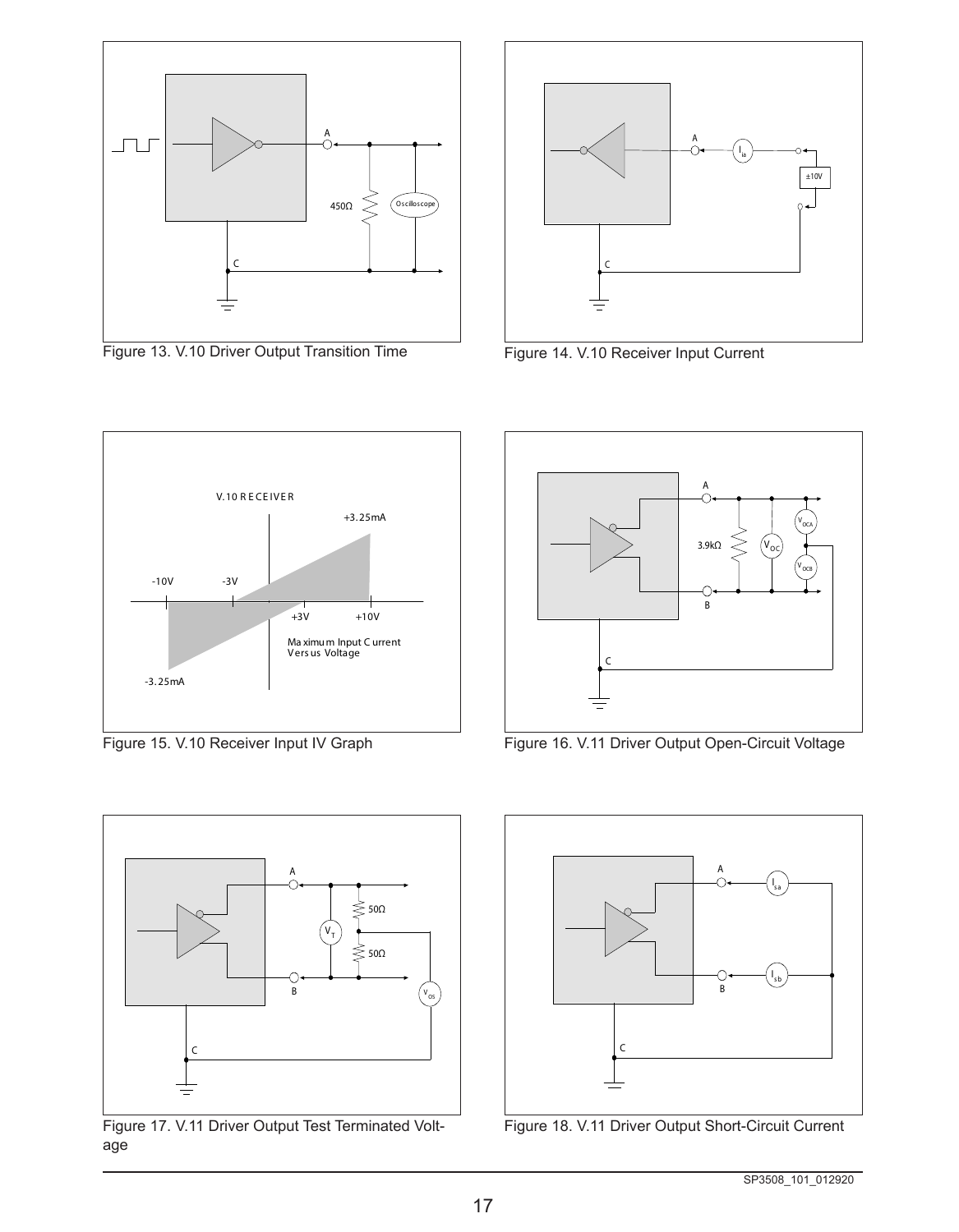Figure 13. V.10 Driver Output Transition Time

Figure 14. V.10 Receiver Input Current

Figure 15. V.10 Receiver Input IV Graph

Figure 16. V.11 Driver Output Open-Circuit Voltage

Figure 17. V.11 Driver Output Test Terminated Voltage

Figure 18. V.11 Driver Output Short-Circuit Current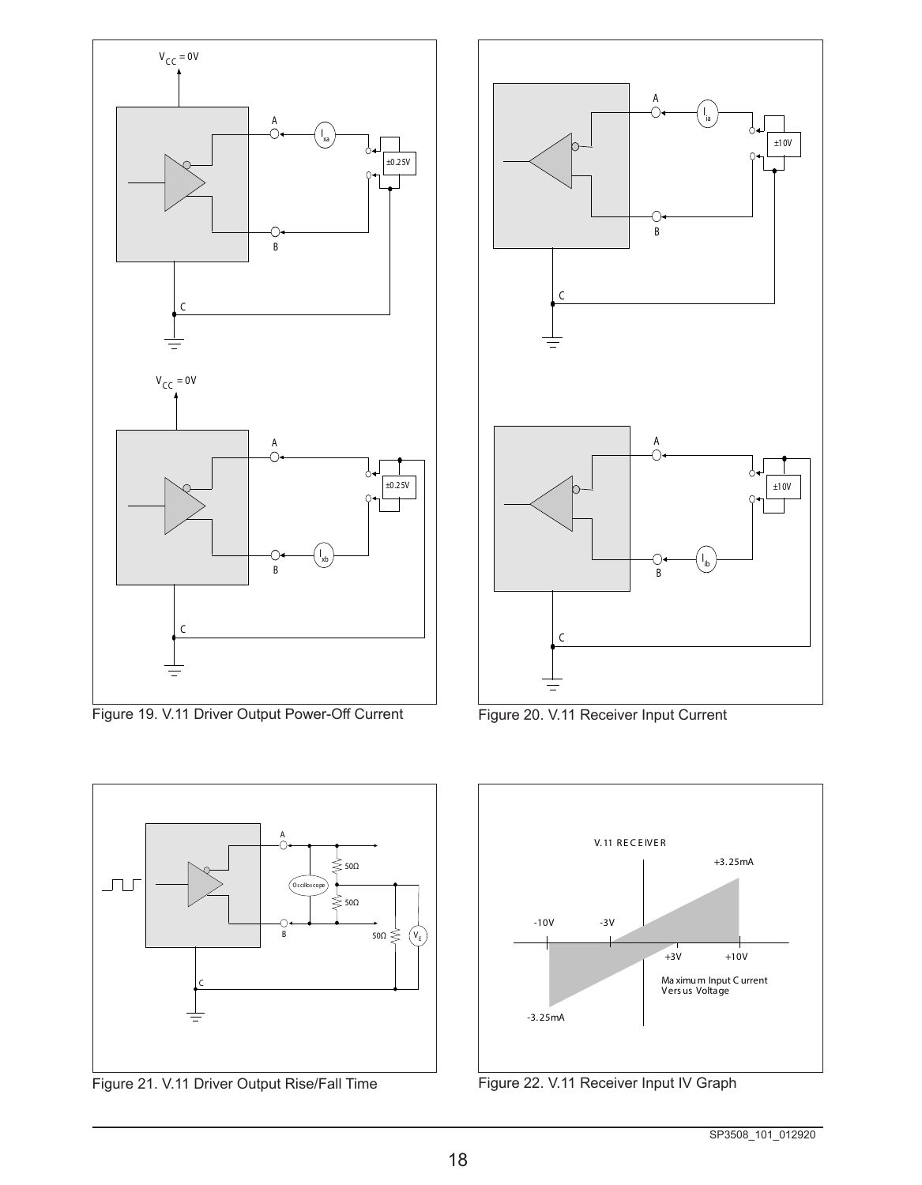Figure 19. V.11 Driver Output Power-Off Current

Figure 20. V.11 Receiver Input Current

Figure 21. V.11 Driver Output Rise/Fall Time

Figure 22. V.11 Receiver Input IV Graph

SP3508_101_012920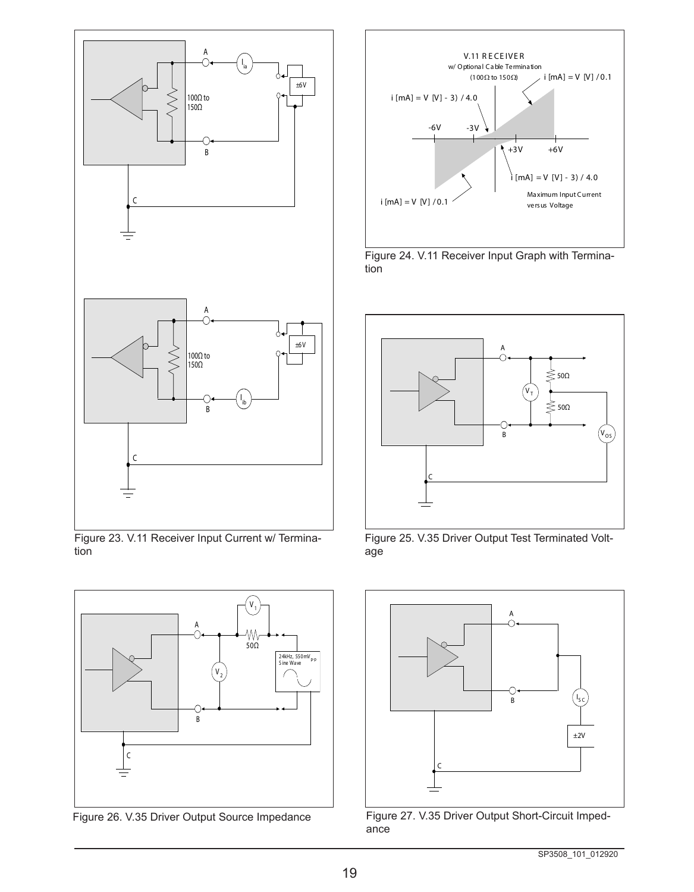Figure 23. V.11 Receiver Input Current w/ Termination

Figure 24. V.11 Receiver Input Graph with Termination

Figure 25. V.35 Driver Output Test Terminated Voltage

Figure 26. V.35 Driver Output Source Impedance

Figure 27. V.35 Driver Output Short-Circuit Impedance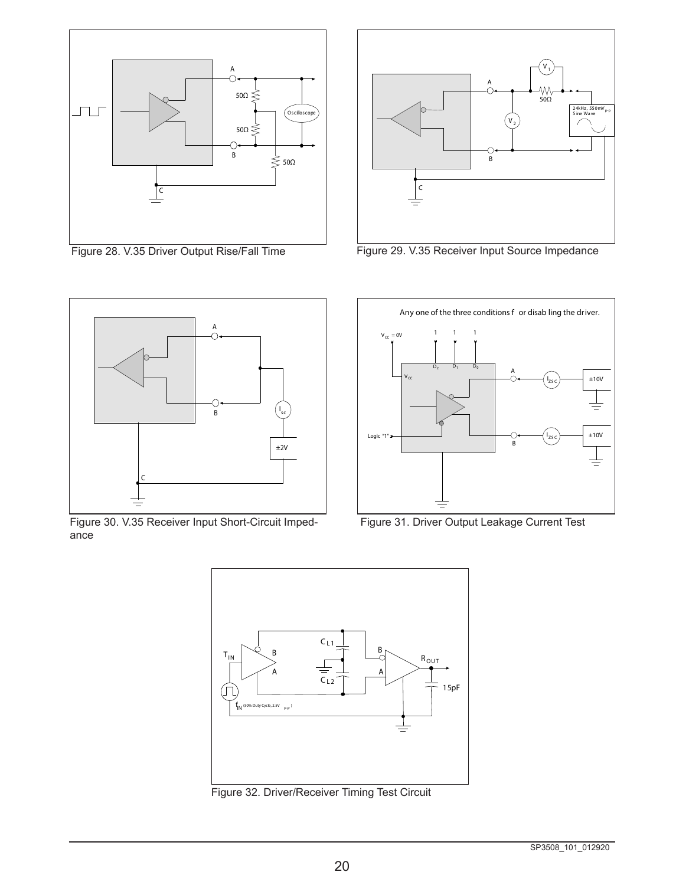Figure 28. V.35 Driver Output Rise/Fall Time

Figure 29. V.35 Receiver Input Source Impedance

Figure 30. V.35 Receiver Input Short-Circuit Impedance

Figure 31. Driver Output Leakage Current Test

Figure 32. Driver/Receiver Timing Test Circuit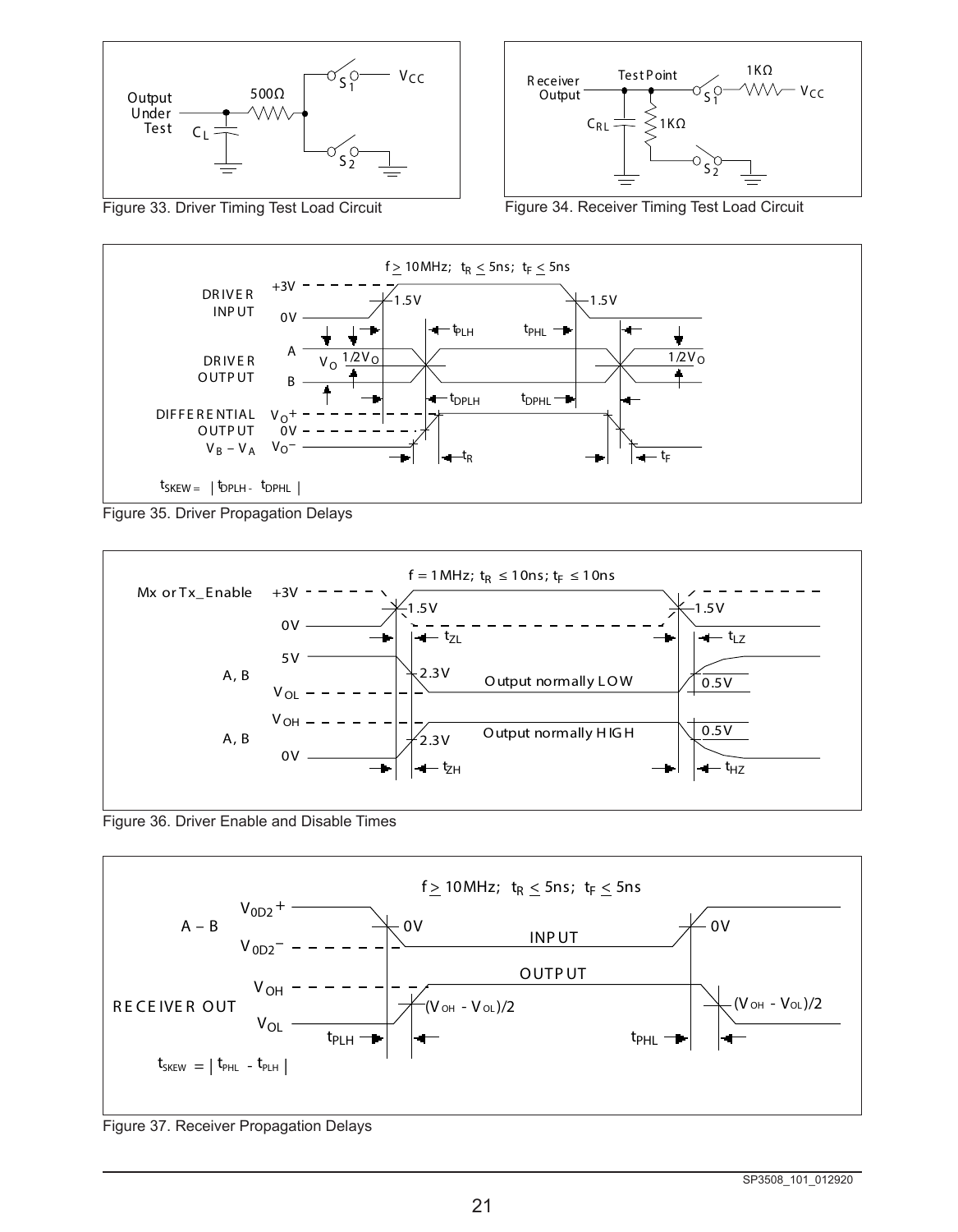Figure 33. Driver Timing Test Load Circuit

Figure 34. Receiver Timing Test Load Circuit

Figure 35. Driver Propagation Delays

Figure 36. Driver Enable and Disable Times

Figure 37. Receiver Propagation Delays

SP3508_101_012920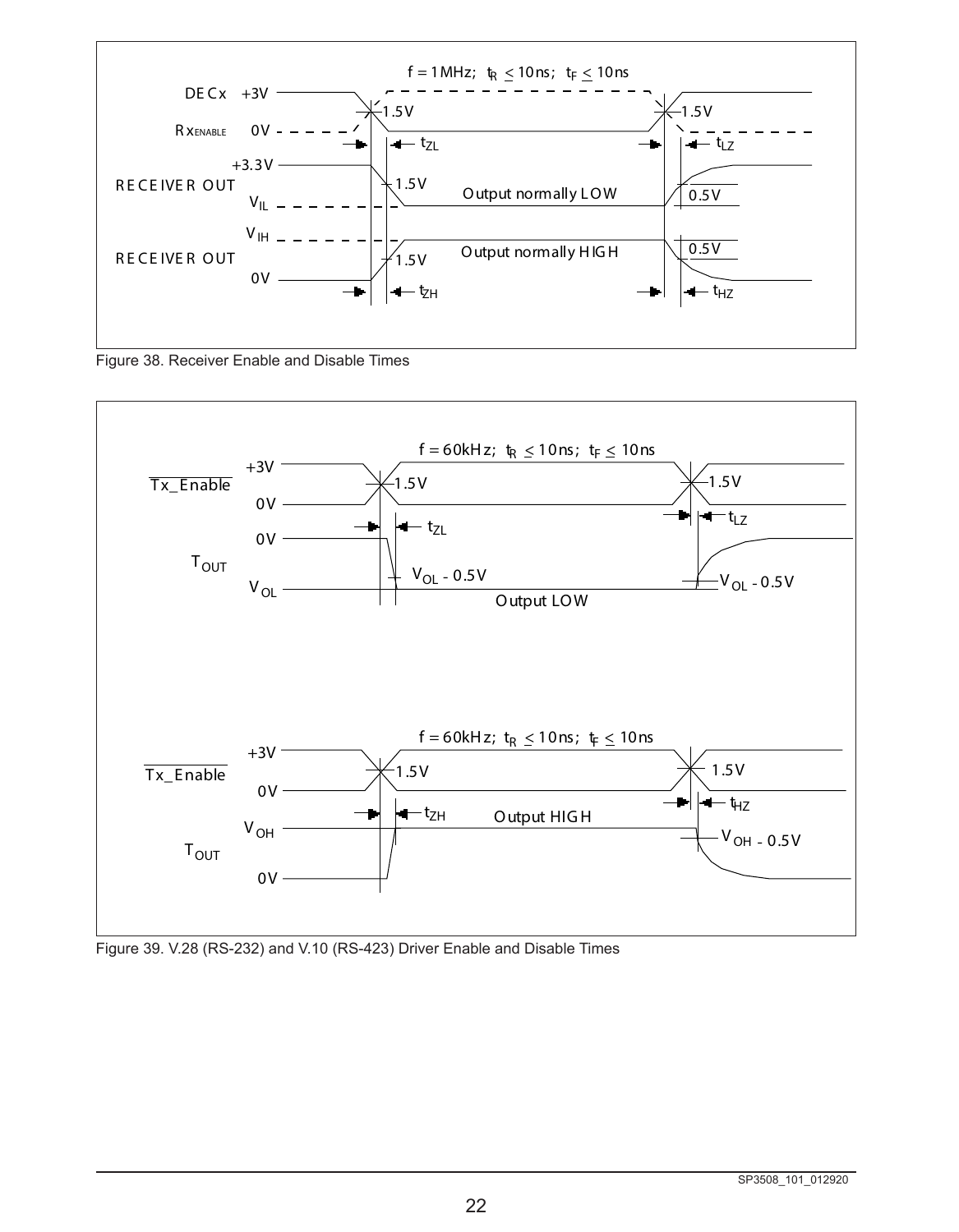Figure 38. Receiver Enable and Disable Times

Figure 39. V.28 (RS-232) and V.10 (RS-423) Driver Enable and Disable Times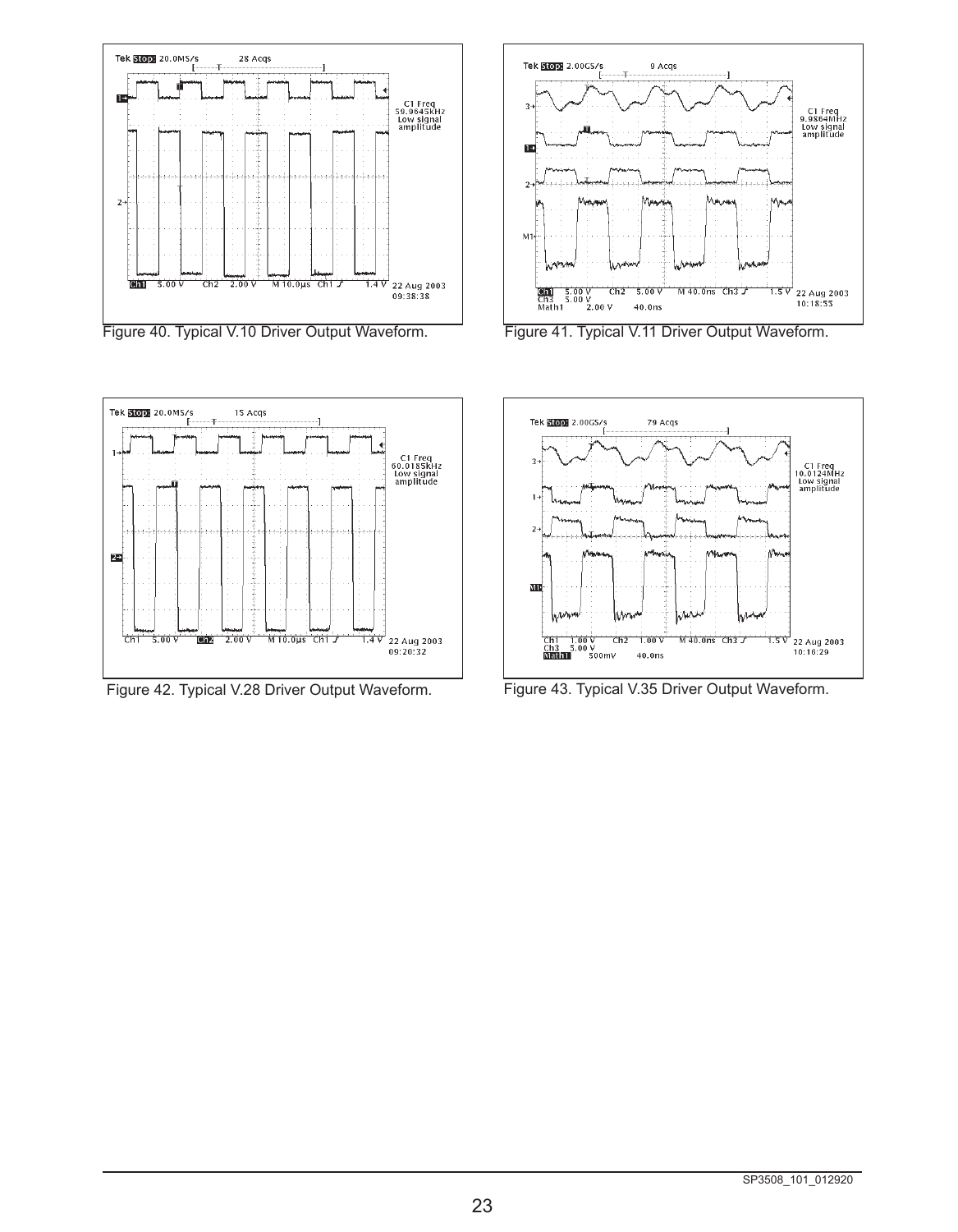Figure 40. Typical V.10 Driver Output Waveform.

Figure 41. Typical V.11 Driver Output Waveform.

Figure 42. Typical V.28 Driver Output Waveform.

Figure 43. Typical V.35 Driver Output Waveform.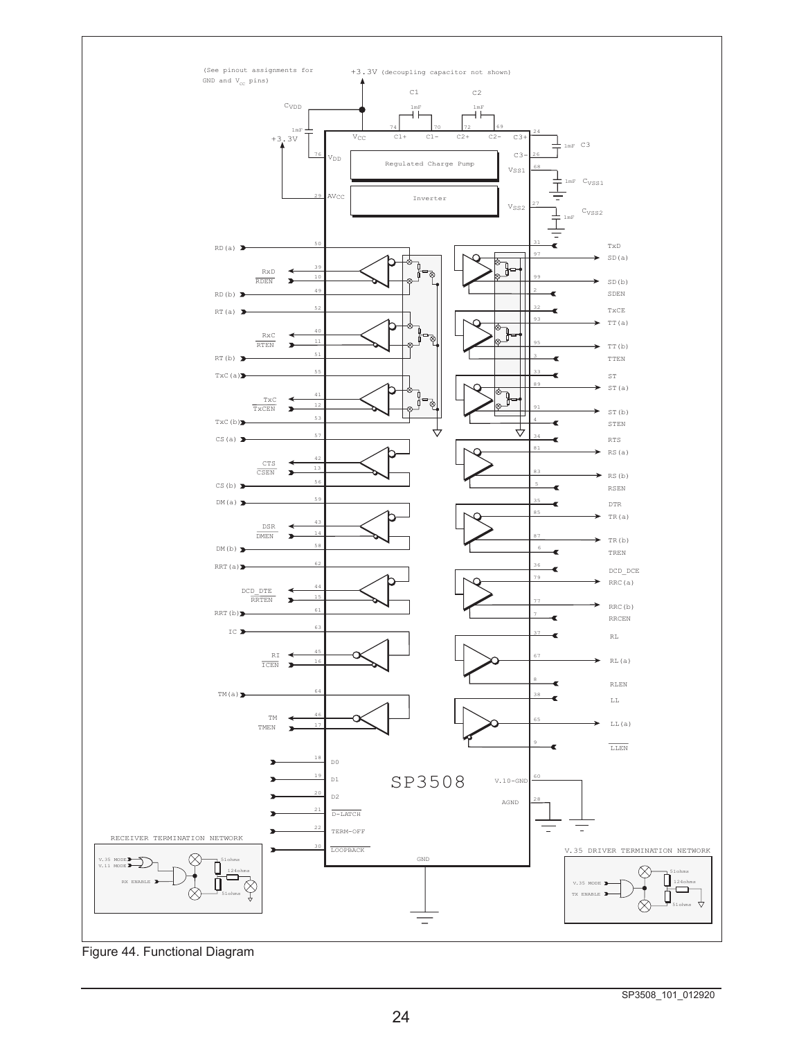Figure 44. Functional Diagram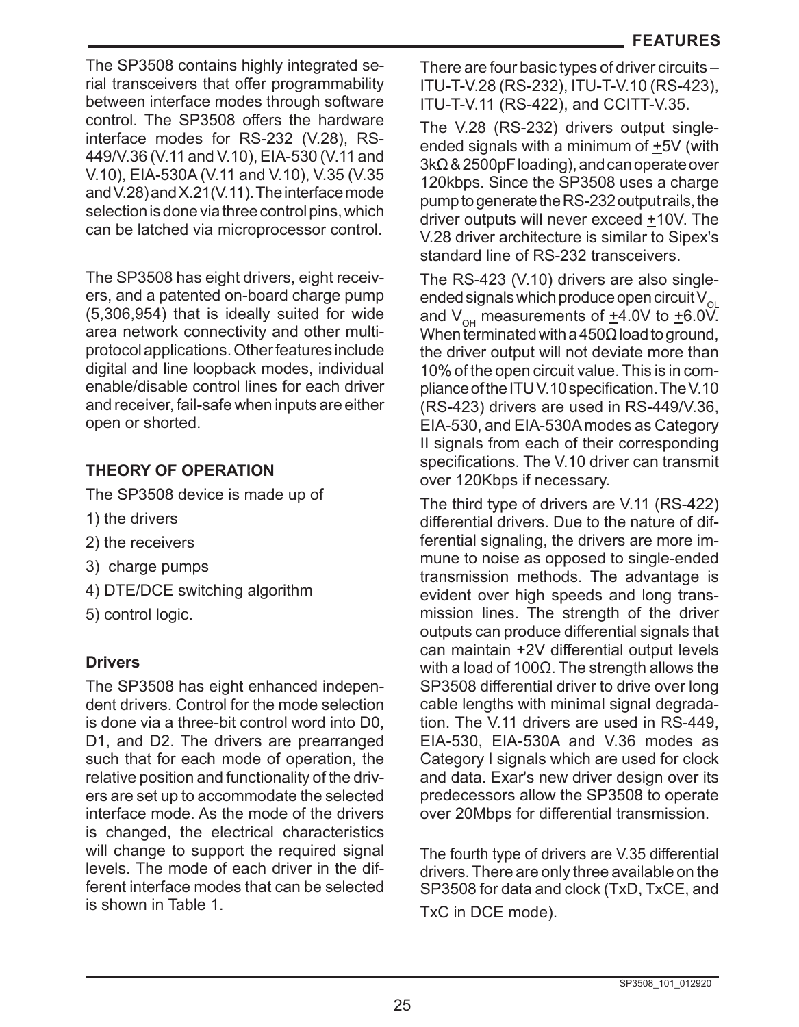The SP3508 contains highly integrated serial transceivers that offer programmability between interface modes through software control. The SP3508 offers the hardware interface modes for RS-232 (V.28), RS-449/V.36 (V.11 and V.10), EIA-530 (V.11 and V.10), EIA-530A (V.11 and V.10), V.35 (V.35 and V.28) and X.21(V.11). The interface mode selection is done via three control pins, which can be latched via microprocessor control.

The SP3508 has eight drivers, eight receivers, and a patented on-board charge pump (5,306,954) that is ideally suited for wide area network connectivity and other multi-protocol applications. Other features include digital and line loopback modes, individual enable/disable control lines for each driver and receiver, fail-safe when inputs are either open or shorted.

## THEORY OF OPERATION

The SP3508 device is made up of

1) the drivers
2) the receivers
3) charge pumps
4) DTE/DCE switching algorithm
5) control logic.

### Drivers

The SP3508 has eight enhanced independent drivers. Control for the mode selection is done via a three-bit control word into D0, D1, and D2. The drivers are prearranged such that for each mode of operation, the relative position and functionality of the drivers are set up to accommodate the selected interface mode. As the mode of the drivers is changed, the electrical characteristics will change to support the required signal levels. The mode of each driver in the different interface modes that can be selected is shown in Table 1.

There are four basic types of driver circuits – ITU-T-V.28 (RS-232), ITU-T-V.10 (RS-423), ITU-T-V.11 (RS-422), and CCITT-V.35.

The V.28 (RS-232) drivers output single-ended signals with a minimum of $\pm$5V (with 3kΩ & 2500pF loading), and can operate over 120kbps. Since the SP3508 uses a charge pump to generate the RS-232 output rails, the driver outputs will never exceed $\pm$10V. The V.28 driver architecture is similar to Sipex's standard line of RS-232 transceivers.

The RS-423 (V.10) drivers are also single-ended signals which produce open circuit $V_{OL}$ and $V_{OH}$ measurements of $\pm$4.0V to $\pm$6.0V. When terminated with a 450Ω load to ground, the driver output will not deviate more than 10% of the open circuit value. This is in compliance of the ITU V.10 specification. The V.10 (RS-423) drivers are used in RS-449/V.36, EIA-530, and EIA-530A modes as Category II signals from each of their corresponding specifications. The V.10 driver can transmit over 120Kbps if necessary.

The third type of drivers are V.11 (RS-422) differential drivers. Due to the nature of differential signaling, the drivers are more immune to noise as opposed to single-ended transmission methods. The advantage is evident over high speeds and long transmission lines. The strength of the driver outputs can produce differential signals that can maintain $\pm$2V differential output levels with a load of 100Ω. The strength allows the SP3508 differential driver to drive over long cable lengths with minimal signal degradation. The V.11 drivers are used in RS-449, EIA-530, EIA-530A and V.36 modes as Category I signals which are used for clock and data. Exar's new driver design over its predecessors allow the SP3508 to operate over 20Mbps for differential transmission.

The fourth type of drivers are V.35 differential drivers. There are only three available on the SP3508 for data and clock (TxD, TxCE, and TxC in DCE mode).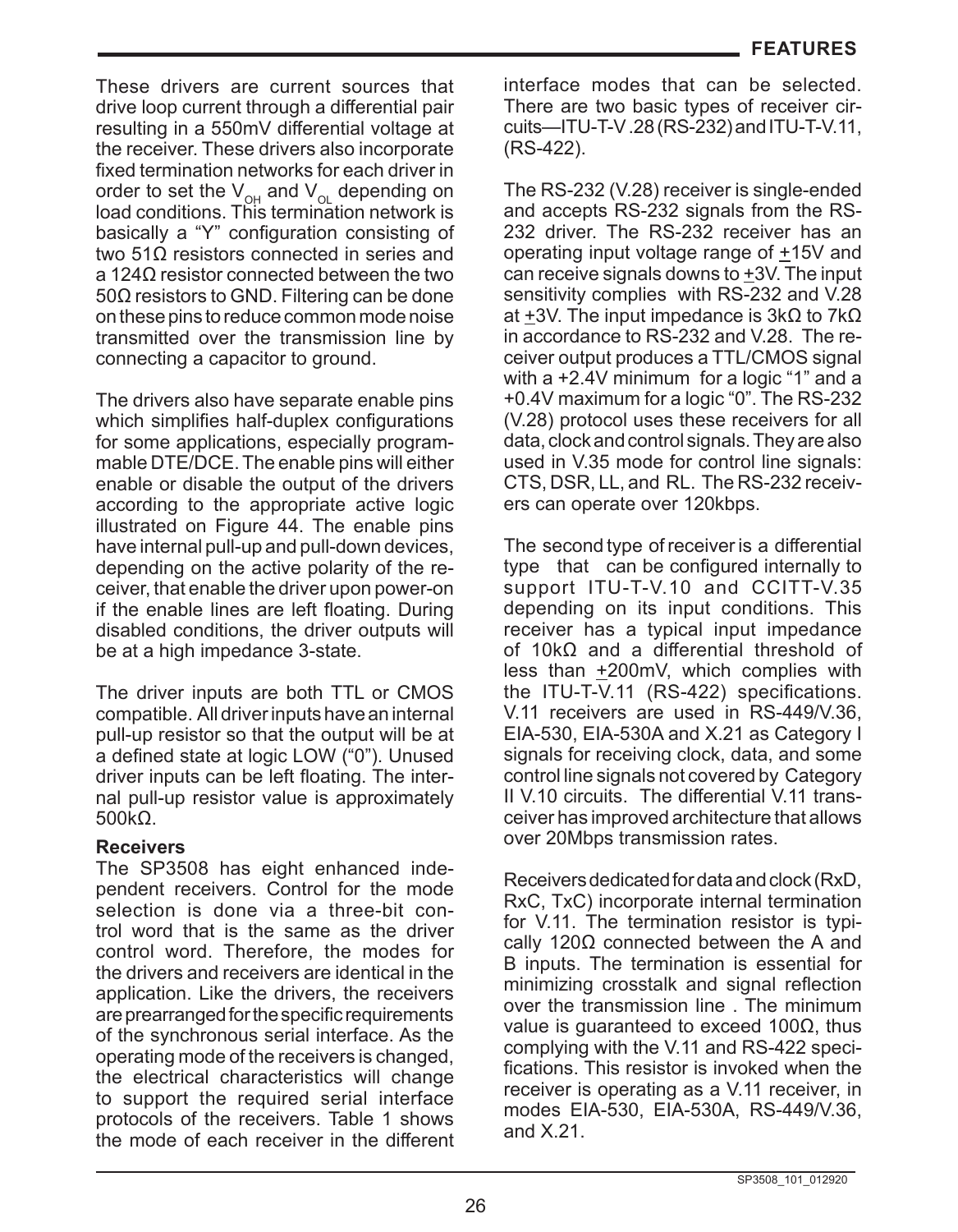These drivers are current sources that drive loop current through a differential pair resulting in a 550mV differential voltage at the receiver. These drivers also incorporate fixed termination networks for each driver in order to set the $V_{OH}$ and $V_{OL}$ depending on load conditions. This termination network is basically a "Y" configuration consisting of two 51Ω resistors connected in series and a 124Ω resistor connected between the two 50Ω resistors to GND. Filtering can be done on these pins to reduce common mode noise transmitted over the transmission line by connecting a capacitor to ground.

The drivers also have separate enable pins which simplifies half-duplex configurations for some applications, especially programmable DTE/DCE. The enable pins will either enable or disable the output of the drivers according to the appropriate active logic illustrated on Figure 44. The enable pins have internal pull-up and pull-down devices, depending on the active polarity of the receiver, that enable the driver upon power-on if the enable lines are left floating. During disabled conditions, the driver outputs will be at a high impedance 3-state.

The driver inputs are both TTL or CMOS compatible. All driver inputs have an internal pull-up resistor so that the output will be at a defined state at logic LOW ("0"). Unused driver inputs can be left floating. The internal pull-up resistor value is approximately 500kΩ.

**Receivers**

The SP3508 has eight enhanced independent receivers. Control for the mode selection is done via a three-bit control word that is the same as the driver control word. Therefore, the modes for the drivers and receivers are identical in the application. Like the drivers, the receivers are prearranged for the specific requirements of the synchronous serial interface. As the operating mode of the receivers is changed, the electrical characteristics will change to support the required serial interface protocols of the receivers. Table 1 shows the mode of each receiver in the different interface modes that can be selected. There are two basic types of receiver circuits—ITU-T-V .28 (RS-232) and ITU-T-V.11, (RS-422).

The RS-232 (V.28) receiver is single-ended and accepts RS-232 signals from the RS-232 driver. The RS-232 receiver has an operating input voltage range of ±15V and can receive signals downs to ±3V. The input sensitivity complies with RS-232 and V.28 at ±3V. The input impedance is 3kΩ to 7kΩ in accordance to RS-232 and V.28. The receiver output produces a TTL/CMOS signal with a +2.4V minimum for a logic "1" and a +0.4V maximum for a logic "0". The RS-232 (V.28) protocol uses these receivers for all data, clock and control signals. They are also used in V.35 mode for control line signals: CTS, DSR, LL, and RL. The RS-232 receivers can operate over 120kbps.

The second type of receiver is a differential type that can be configured internally to support ITU-T-V.10 and CCITT-V.35 depending on its input conditions. This receiver has a typical input impedance of 10kΩ and a differential threshold of less than ±200mV, which complies with the ITU-T-V.11 (RS-422) specifications. V.11 receivers are used in RS-449/V.36, EIA-530, EIA-530A and X.21 as Category I signals for receiving clock, data, and some control line signals not covered by Category II V.10 circuits. The differential V.11 transceiver has improved architecture that allows over 20Mbps transmission rates.

Receivers dedicated for data and clock (RxD, RxC, TxC) incorporate internal termination for V.11. The termination resistor is typically 120Ω connected between the A and B inputs. The termination is essential for minimizing crosstalk and signal reflection over the transmission line . The minimum value is guaranteed to exceed 100Ω, thus complying with the V.11 and RS-422 specifications. This resistor is invoked when the receiver is operating as a V.11 receiver, in modes EIA-530, EIA-530A, RS-449/V.36, and X.21.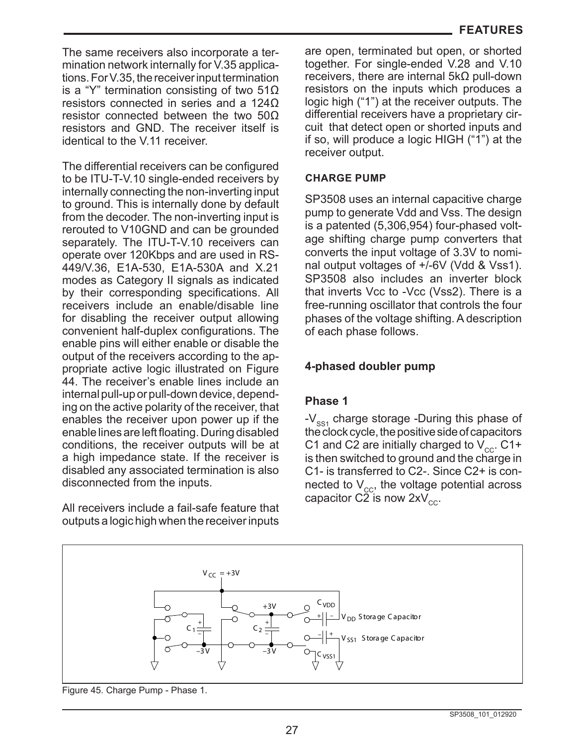The same receivers also incorporate a termination network internally for V.35 applications. For V.35, the receiver input termination is a "Y" termination consisting of two 51Ω resistors connected in series and a 124Ω resistor connected between the two 50Ω resistors and GND. The receiver itself is identical to the V.11 receiver.

The differential receivers can be configured to be ITU-T-V.10 single-ended receivers by internally connecting the non-inverting input to ground. This is internally done by default from the decoder. The non-inverting input is rerouted to V10GND and can be grounded separately. The ITU-T-V.10 receivers can operate over 120Kbps and are used in RS-449/V.36, E1A-530, E1A-530A and X.21 modes as Category II signals as indicated by their corresponding specifications. All receivers include an enable/disable line for disabling the receiver output allowing convenient half-duplex configurations. The enable pins will either enable or disable the output of the receivers according to the appropriate active logic illustrated on Figure 44. The receiver's enable lines include an internal pull-up or pull-down device, depending on the active polarity of the receiver, that enables the receiver upon power up if the enable lines are left floating. During disabled conditions, the receiver outputs will be at a high impedance state. If the receiver is disabled any associated termination is also disconnected from the inputs.

All receivers include a fail-safe feature that outputs a logic high when the receiver inputs are open, terminated but open, or shorted together. For single-ended V.28 and V.10 receivers, there are internal 5kΩ pull-down resistors on the inputs which produces a logic high ("1") at the receiver outputs. The differential receivers have a proprietary circuit that detect open or shorted inputs and if so, will produce a logic HIGH ("1") at the receiver output.

### CHARGE PUMP

SP3508 uses an internal capacitive charge pump to generate Vdd and Vss. The design is a patented (5,306,954) four-phased voltage shifting charge pump converters that converts the input voltage of 3.3V to nominal output voltages of +/-6V (Vdd & Vss1). SP3508 also includes an inverter block that inverts Vcc to -Vcc (Vss2). There is a free-running oscillator that controls the four phases of the voltage shifting. A description of each phase follows.

### 4-phased doubler pump

#### Phase 1

$-V_{SS1}$ charge storage -During this phase of the clock cycle, the positive side of capacitors C1 and C2 are initially charged to $V_{CC}$. C1+ is then switched to ground and the charge in C1- is transferred to C2-. Since C2+ is connected to $V_{CC}$, the voltage potential across capacitor C2 is now $2xV_{CC}$.

Figure 45. Charge Pump - Phase 1.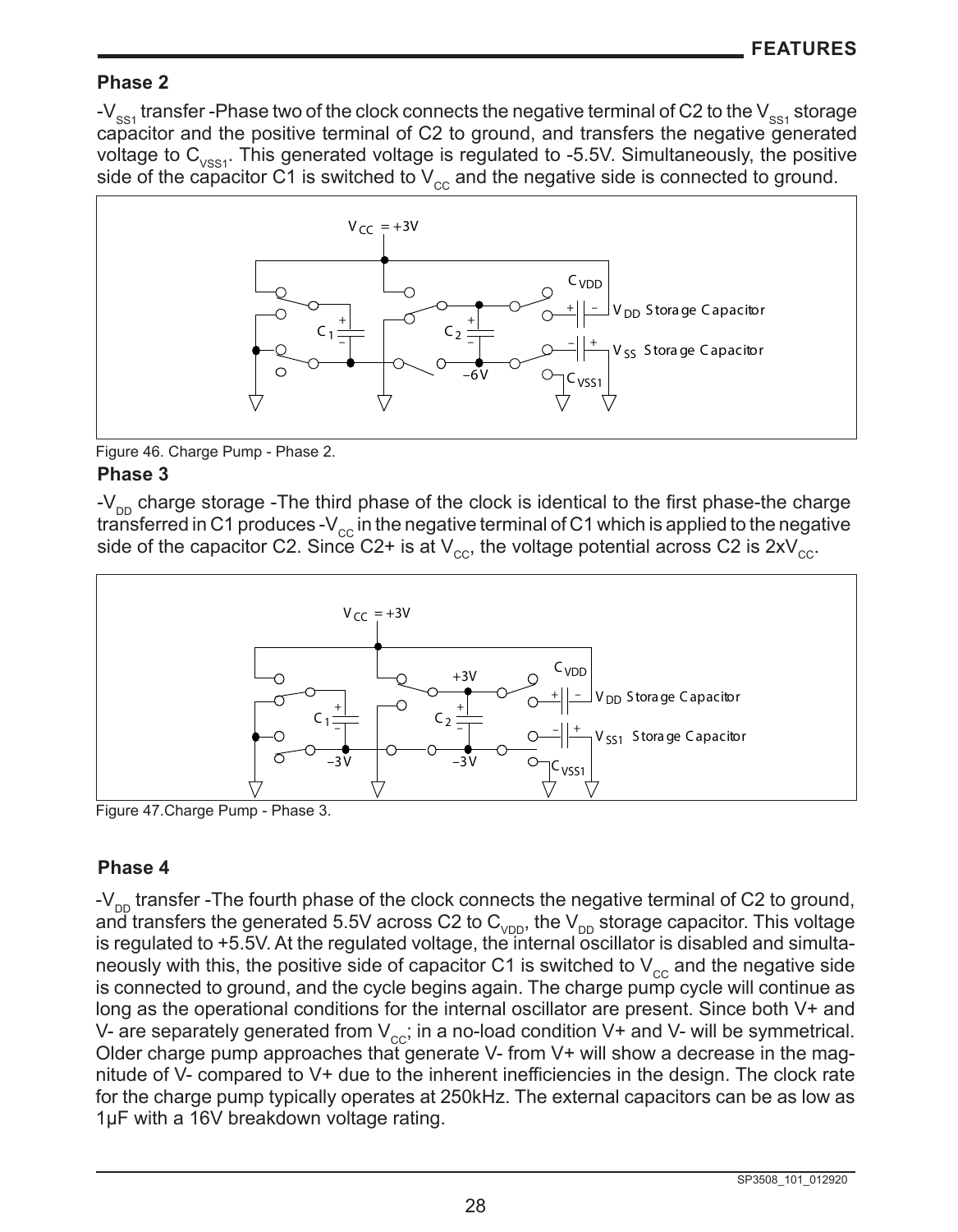## Phase 2

-$V_{SS1}$ transfer -Phase two of the clock connects the negative terminal of C2 to the $V_{SS1}$ storage capacitor and the positive terminal of C2 to ground, and transfers the negative generated voltage to $C_{VSS1}$. This generated voltage is regulated to -5.5V. Simultaneously, the positive side of the capacitor C1 is switched to $V_{CC}$ and the negative side is connected to ground.

Figure 46. Charge Pump - Phase 2.

## Phase 3

-$V_{DD}$ charge storage -The third phase of the clock is identical to the first phase-the charge transferred in C1 produces -$V_{CC}$ in the negative terminal of C1 which is applied to the negative side of the capacitor C2. Since C2+ is at $V_{CC}$, the voltage potential across C2 is 2x$V_{CC}$.

Figure 47.Charge Pump - Phase 3.

## Phase 4

-$V_{DD}$ transfer -The fourth phase of the clock connects the negative terminal of C2 to ground, and transfers the generated 5.5V across C2 to $C_{VDD}$, the $V_{DD}$ storage capacitor. This voltage is regulated to +5.5V. At the regulated voltage, the internal oscillator is disabled and simultaneously with this, the positive side of capacitor C1 is switched to $V_{CC}$ and the negative side is connected to ground, and the cycle begins again. The charge pump cycle will continue as long as the operational conditions for the internal oscillator are present. Since both V+ and V- are separately generated from $V_{CC}$; in a no-load condition V+ and V- will be symmetrical. Older charge pump approaches that generate V- from V+ will show a decrease in the magnitude of V- compared to V+ due to the inherent inefficiencies in the design. The clock rate for the charge pump typically operates at 250kHz. The external capacitors can be as low as 1µF with a 16V breakdown voltage rating.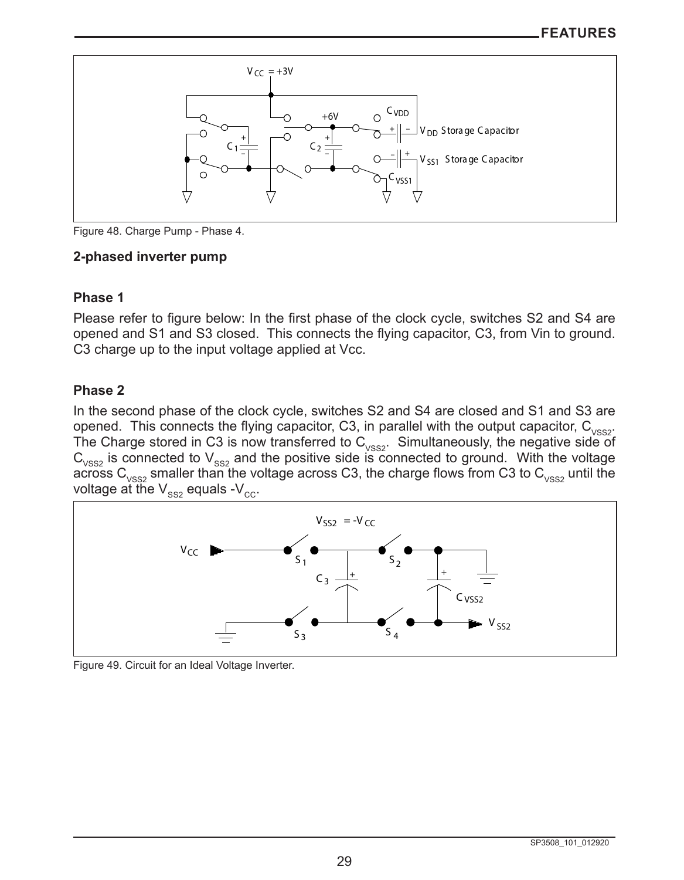Figure 48. Charge Pump - Phase 4.

### 2-phased inverter pump

### Phase 1

Please refer to figure below: In the first phase of the clock cycle, switches S2 and S4 are opened and S1 and S3 closed. This connects the flying capacitor, C3, from Vin to ground. C3 charge up to the input voltage applied at Vcc.

### Phase 2

In the second phase of the clock cycle, switches S2 and S4 are closed and S1 and S3 are opened. This connects the flying capacitor, C3, in parallel with the output capacitor, $C_{VSS2}$. The Charge stored in C3 is now transferred to $C_{VSS2}$. Simultaneously, the negative side of $C_{VSS2}$ is connected to $V_{SS2}$ and the positive side is connected to ground. With the voltage across $C_{VSS2}$ smaller than the voltage across C3, the charge flows from C3 to $C_{VSS2}$ until the voltage at the $V_{SS2}$ equals $-V_{CC}$.

Figure 49. Circuit for an Ideal Voltage Inverter.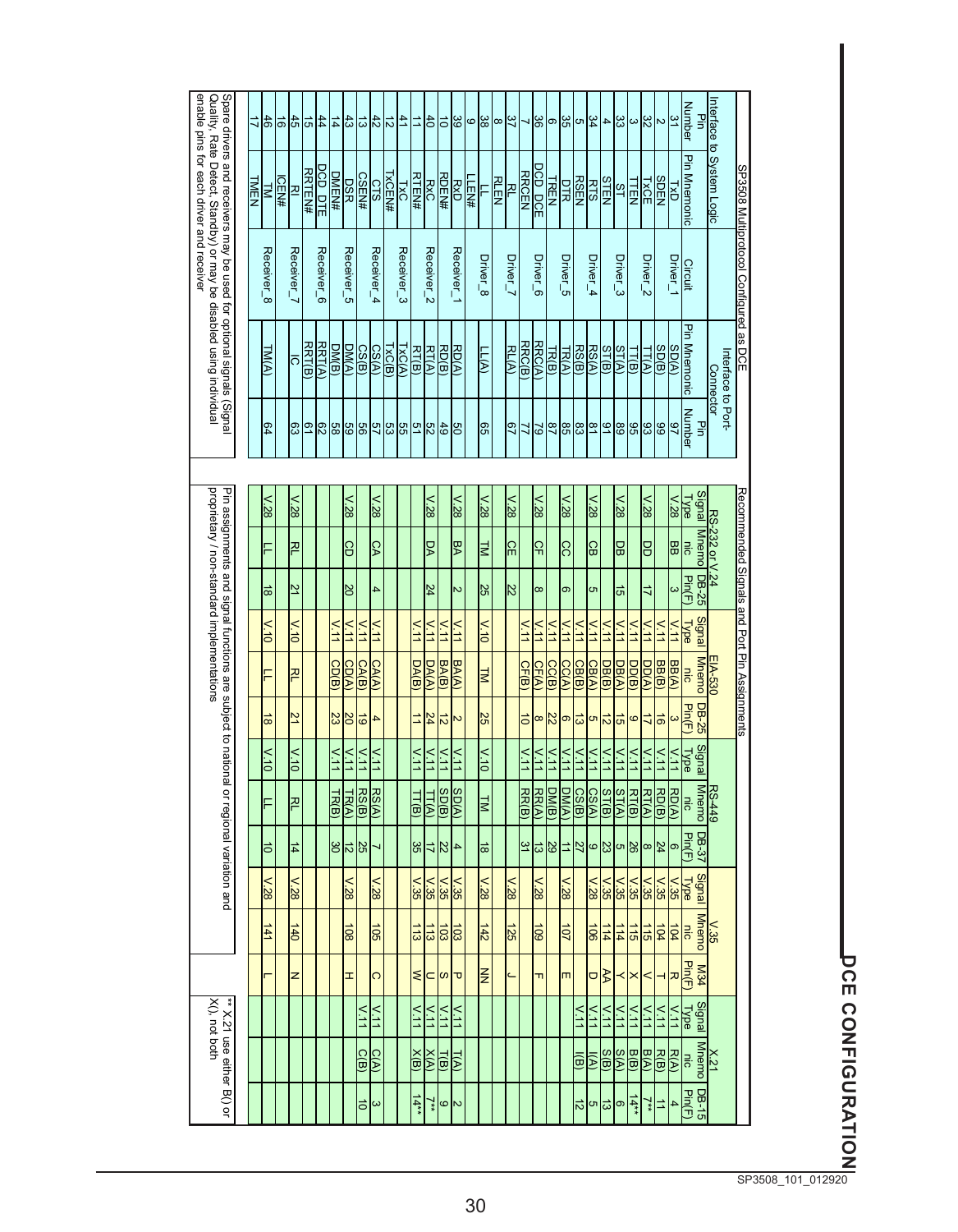# DCE CONFIGURATION

| SP3508 Multiprotocol Configured as DCE | | | | | Recommended Signals and Port Pin Assignments | | | | | | | | | | | | | | |
|---|---|---|---|---|---|---|---|---|---|---|---|---|---|---|---|---|---|---|---|
| Interface to System Logic | | | Interface to Port-Connector | | RS-232 or V.24 | | | EIA-530 | | | RS-449 | | | V.35 | | | X.21 | | |
| Pin Number | Pin Mnemonic | Circuit | Pin Mnemonic | Pin Number | Signal Type | Mnemonic | DB-25 Pin(F) | Signal Type | Mnemonic | DB-25 Pin(F) | Signal Type | Mnemonic | DB-37 Pin(F) | Signal Type | Mnemonic | M34 Pin(F) | Signal Type | Mnemonic | DB-15 Pin(F) |
| 31 | TxD | Driver_1 | SD(A) | 97 | V.28 | BB | 3 | V.11 | BB(A) | 3 | V.11 | RD(A) | 6 | V.35 | 104 | R | V.11 | R(A) | 4 |
| 2 | SDEN | | SD(B) | 99 | | | | V.11 | BB(B) | 16 | V.11 | RD(B) | 24 | V.35 | 104 | T | V.11 | R(B) | 11 |
| 32 | TxCE | Driver_2 | TT(A) | 93 | V.28 | DD | 17 | V.11 | DD(A) | 17 | V.11 | RT(A) | 8 | V.35 | 115 | V | V.11 | B(A) | 7** |
| 3 | TTEN | | TT(B) | 95 | | | | V.11 | DD(B) | 9 | V.11 | RT(B) | 26 | V.35 | 115 | X | V.11 | B(B) | 14** |
| 33 | ST | Driver_3 | ST(A) | 89 | V.28 | DB | 15 | V.11 | DB(A) | 15 | V.11 | ST(A) | 5 | V.35 | 114 | Y | V.11 | S(A) | 6 |
| 4 | STEN | | ST(B) | 91 | | | | V.11 | DB(B) | 12 | V.11 | ST(B) | 23 | V.35 | 114 | AA | V.11 | S(B) | 13 |
| 34 | RTS | Driver_4 | RS(A) | 81 | V.28 | CB | 5 | V.11 | CB(A) | 5 | V.11 | CS(A) | 9 | V.28 | 106 | D | V.11 | I(A) | 5 |
| 5 | RSEN | | RS(B) | 83 | | | | V.11 | CB(B) | 13 | V.11 | CS(B) | 27 | | | | V.11 | I(B) | 12 |
| 35 | DTR | Driver_5 | TR(A) | 85 | V.28 | CC | 6 | V.11 | CC(A) | 6 | V.11 | DM(A) | 11 | V.28 | 107 | E | | | |
| 6 | TREN | | TR(B) | 87 | | | | V.11 | CC(B) | 22 | V.11 | DM(B) | 29 | | | | | | |
| 36 | DCD_DCE | Driver_6 | RRC(A) | 79 | V.28 | CF | 8 | V.11 | CF(A) | 8 | V.11 | RR(A) | 13 | V.28 | 109 | F | | | |
| 7 | RRCEN | | RRC(B) | 77 | | | | V.11 | CF(B) | 10 | V.11 | RR(B) | 31 | | | | | | |
| 37 | RL | Driver_7 | RL(A) | 67 | V.28 | CE | 22 | | | | | | | V.28 | 125 | J | | | |
| 8 | RLEN | | | | | | | | | | | | | | | | | | |
| 38 | LL | Driver_8 | LL(A) | 65 | V.28 | TM | 25 | V.10 | TM | 25 | V.10 | TM | 18 | V.28 | 142 | NN | | | |
| 9 | LLEN# | | | | | | | | | | | | | | | | | | |
| 39 | RxD | Receiver_1 | RD(A) | 50 | V.28 | BA | 2 | V.11 | BA(A) | 2 | V.11 | SD(A) | 4 | V.35 | 103 | P | V.11 | T(A) | 2 |
| 10 | RDEN# | | RD(B) | 49 | | | | V.11 | BA(B) | 12 | V.11 | SD(B) | 22 | V.35 | 103 | S | V.11 | T(B) | 9 |
| 40 | RxC | Receiver_2 | RT(A) | 52 | V.28 | DA | 24 | V.11 | DA(A) | 24 | V.11 | TT(A) | 17 | V.35 | 113 | U | V.11 | X(A) | 7** |
| 11 | RTEN# | | RT(B) | 51 | | | | V.11 | DA(B) | 11 | V.11 | TT(B) | 35 | V.35 | 113 | W | V.11 | X(B) | 14** |
| 41 | TxC | Receiver_3 | TxC(A) | 55 | | | | | | | | | | | | | | | |
| 12 | TxCEN# | | TxC(B) | 53 | | | | | | | | | | | | | | | |
| 42 | CTS | Receiver_4 | CS(A) | 57 | V.28 | CA | 4 | V.11 | CA(A) | 4 | V.11 | RS(A) | 7 | V.28 | 105 | C | V.11 | C(A) | 3 |
| 13 | CSEN# | | CS(B) | 56 | | | | V.11 | CA(B) | 19 | V.11 | RS(B) | 25 | | | | V.11 | C(B) | 10 |
| 43 | DSR | Receiver_5 | DM(A) | 59 | V.28 | CD | 20 | V.11 | CD(A) | 20 | V.11 | TR(A) | 12 | V.28 | 108 | H | | | |
| 14 | DMEN# | | DM(B) | 58 | | | | V.11 | CD(B) | 23 | V.11 | TR(B) | 30 | | | | | | |
| 44 | DCD_DTE | Receiver_6 | RRT(A) | 62 | | | | | | | | | | | | | | | |
| 15 | RRTEN# | | RRT(B) | 61 | | | | | | | | | | | | | | | |
| 45 | RI | Receiver_7 | IC | 63 | V.28 | RL | 21 | V.10 | RL | 21 | V.10 | RL | 14 | V.28 | 140 | N | | | |
| 16 | ICEN# | | | | | | | | | | | | | | | | | | |
| 46 | TM | Receiver_8 | TM(A) | 64 | V.28 | LL | 18 | V.10 | LL | 18 | V.10 | LL | 10 | V.28 | 141 | L | | | |
| 17 | TMEN | | | | | | | | | | | | | | | | | | |

Spare drivers and receivers may be used for optional signals (Signal Quality, Rate Detect, Standby) or may be disabled using individual enable pins for each driver and receiver

Pin assignments and signal functions are subject to national or regional variation and proprietary / non-standard implementations

** X.21 use either B() or X(), not both

SP3508_101_012920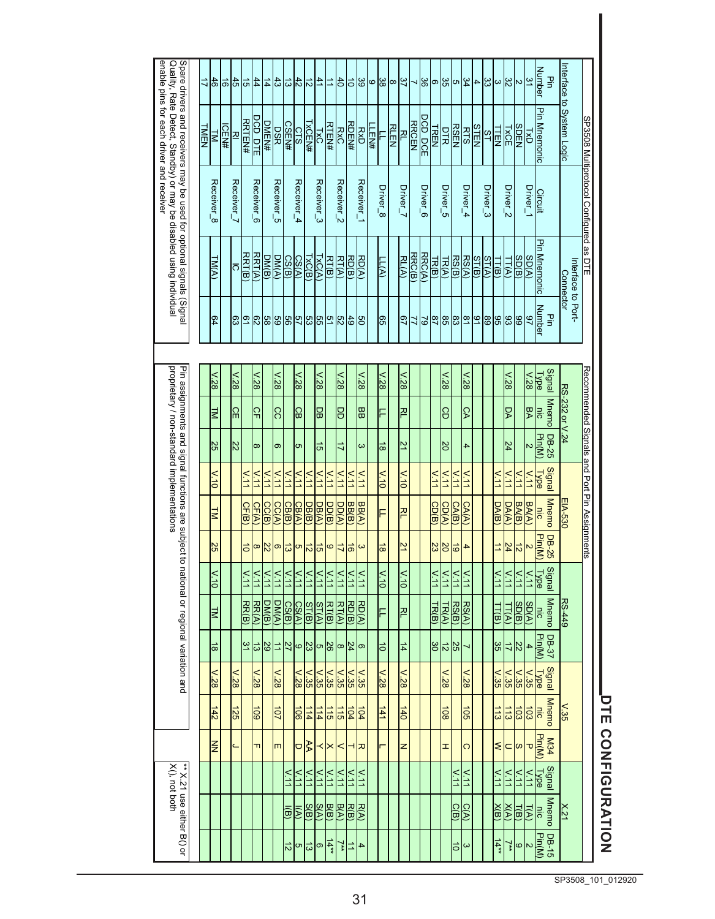# DTE CONFIGURATION

| SP3508 Multiprotocol Configured as DTE | | | | | Recommended Signals and Port Pin Assignments | | | | | | | | | | | | | | |
|---|---|---|---|---|---|---|---|---|---|---|---|---|---|---|---|---|---|---|---|
| Interface to System Logic | | | Interface to Port-Connector | | RS-232 or V.24 | | | EIA-530 | | | RS-449 | | | V.35 | | | X.21 | | |
| Pin Number | Pin Mnemonic | Circuit | Pin Mnemonic | Pin Number | Signal Type | Mnemonic | DB-25 Pin(M) | Signal Type | Mnemonic | DB-25 Pin(M) | Signal Type | Mnemonic | DB-37 Pin(M) | Signal Type | Mnemonic | M34 Pin(M) | Signal Type | Mnemonic | DB-15 Pin(M) |
| 31 | TxD | Driver_1 | SD(A) | 97 | V.28 | BA | 2 | V.11 | BA(A) | 2 | V.11 | SD(A) | 4 | V.35 | 103 | P | V.11 | T(A) | 2 |
| 2 | SDEN | | SD(B) | 99 | | | | V.11 | BA(B) | 12 | V.11 | SD(B) | 22 | V.35 | 103 | S | V.11 | T(B) | 9 |
| 32 | TxCE | Driver_2 | TT(A) | 93 | V.28 | DA | 24 | V.11 | DA(A) | 24 | V.11 | TT(A) | 17 | V.35 | 113 | U | V.11 | X(A) | 7** |
| 3 | TTEN | | TT(B) | 95 | | | | V.11 | DA(B) | 11 | V.11 | TT(B) | 35 | V.35 | 113 | W | V.11 | X(B) | 14** |
| 33 | ST | Driver_3 | ST(A) | 89 | | | | | | | | | | | | | | | |
| 4 | STEN | | ST(B) | 91 | | | | | | | | | | | | | | | |
| 34 | RTS | Driver_4 | RS(A) | 81 | V.28 | CA | 4 | V.11 | CA(A) | 4 | V.11 | RS(A) | 7 | V.28 | 105 | C | V.11 | C(A) | 3 |
| 5 | RSEN | | RS(B) | 83 | | | | V.11 | CA(B) | 19 | V.11 | RS(B) | 25 | | | | V.11 | C(B) | 10 |
| 35 | DTR | Driver_5 | TR(A) | 85 | V.28 | CD | 20 | V.11 | CD(A) | 20 | V.11 | TR(A) | 12 | V.28 | 108 | H | | | |
| 6 | TREN | | TR(B) | 87 | | | | V.11 | CD(B) | 23 | V.11 | TR(B) | 30 | | | | | | |
| 36 | DCD_DCE | Driver_6 | RRC(A) | 79 | | | | | | | | | | | | | | | |
| 7 | RRCEN | | RRC(B) | 77 | | | | | | | | | | | | | | | |
| 37 | RL | Driver_7 | RL(A) | 67 | V.28 | RL | 21 | V.10 | RL | 21 | V.10 | RL | 14 | V.28 | 140 | N | | | |
| 8 | RLEN | | | | | | | | | | | | | | | | | | |
| 38 | LL | Driver_8 | LL(A) | 65 | V.28 | LL | 18 | V.10 | LL | 18 | V.10 | LL | 10 | V.28 | 141 | L | | | |
| 9 | LLEN# | | | | | | | | | | | | | | | | | | |
| 39 | RxD | Receiver_1 | RD(A) | 50 | V.28 | BB | 3 | V.11 | BB(A) | 3 | V.11 | RD(A) | 6 | V.35 | 104 | R | V.11 | R(A) | 4 |
| 10 | RDEN# | | RD(B) | 49 | | | | V.11 | BB(B) | 16 | V.11 | RD(B) | 24 | V.35 | 104 | T | V.11 | R(B) | 11 |
| 40 | RxC | Receiver_2 | RT(A) | 52 | V.28 | DD | 17 | V.11 | DD(A) | 17 | V.11 | RT(A) | 8 | V.35 | 115 | V | V.11 | B(A) | 7** |
| 11 | RTEN# | | RT(B) | 51 | | | | V.11 | DD(B) | 9 | V.11 | RT(B) | 26 | V.35 | 115 | X | V.11 | B(B) | 14** |
| 41 | TxC | Receiver_3 | TxC(A) | 55 | V.28 | DB | 15 | V.11 | DB(A) | 15 | V.11 | ST(A) | 5 | V.35 | 114 | Y | V.11 | S(A) | 6 |
| 12 | TxCEN# | | TxC(B) | 53 | | | | V.11 | DB(B) | 12 | V.11 | ST(B) | 23 | V.35 | 114 | AA | V.11 | S(B) | 13 |
| 42 | CTS | Receiver_4 | CS(A) | 57 | V.28 | CB | 5 | V.11 | CB(A) | 5 | V.11 | CS(A) | 9 | V.28 | 106 | D | V.11 | I(A) | 5 |
| 13 | CSEN# | | CS(B) | 56 | | | | V.11 | CB(B) | 13 | V.11 | CS(B) | 27 | | | | V.11 | I(B) | 12 |
| 43 | DSR | Receiver_5 | DM(A) | 59 | V.28 | CC | 6 | V.11 | CC(A) | 6 | V.11 | DM(A) | 11 | V.28 | 107 | E | | | |
| 14 | DMEN# | | DM(B) | 58 | | | | V.11 | CC(B) | 22 | V.11 | DM(B) | 29 | | | | | | |
| 44 | DCD_DTE | Receiver_6 | RRT(A) | 62 | V.28 | CF | 8 | V.11 | CF(A) | 8 | V.11 | RR(A) | 13 | V.28 | 109 | F | | | |
| 15 | RRTEN# | | RRT(B) | 61 | | | | V.11 | CF(B) | 10 | V.11 | RR(B) | 31 | | | | | | |
| 45 | RI | Receiver_7 | IC | 63 | V.28 | CE | 22 | | | | | | | V.28 | 125 | J | | | |
| 16 | ICEN# | | | | | | | | | | | | | | | | | | |
| 46 | TM | Receiver_8 | TM(A) | 64 | V.28 | TM | 25 | V.10 | TM | 25 | V.10 | TM | 18 | V.28 | 142 | NN | | | |
| 17 | TMEN | | | | | | | | | | | | | | | | | | |

Spare drivers and receivers may be used for optional signals (Signal Quality, Rate Detect, Standby) or may be disabled using individual enable pins for each driver and receiver

Pin assignments and signal functions are subject to national or regional variation and proprietary / non-standard implementations

** X.21 use either B() or X(), not both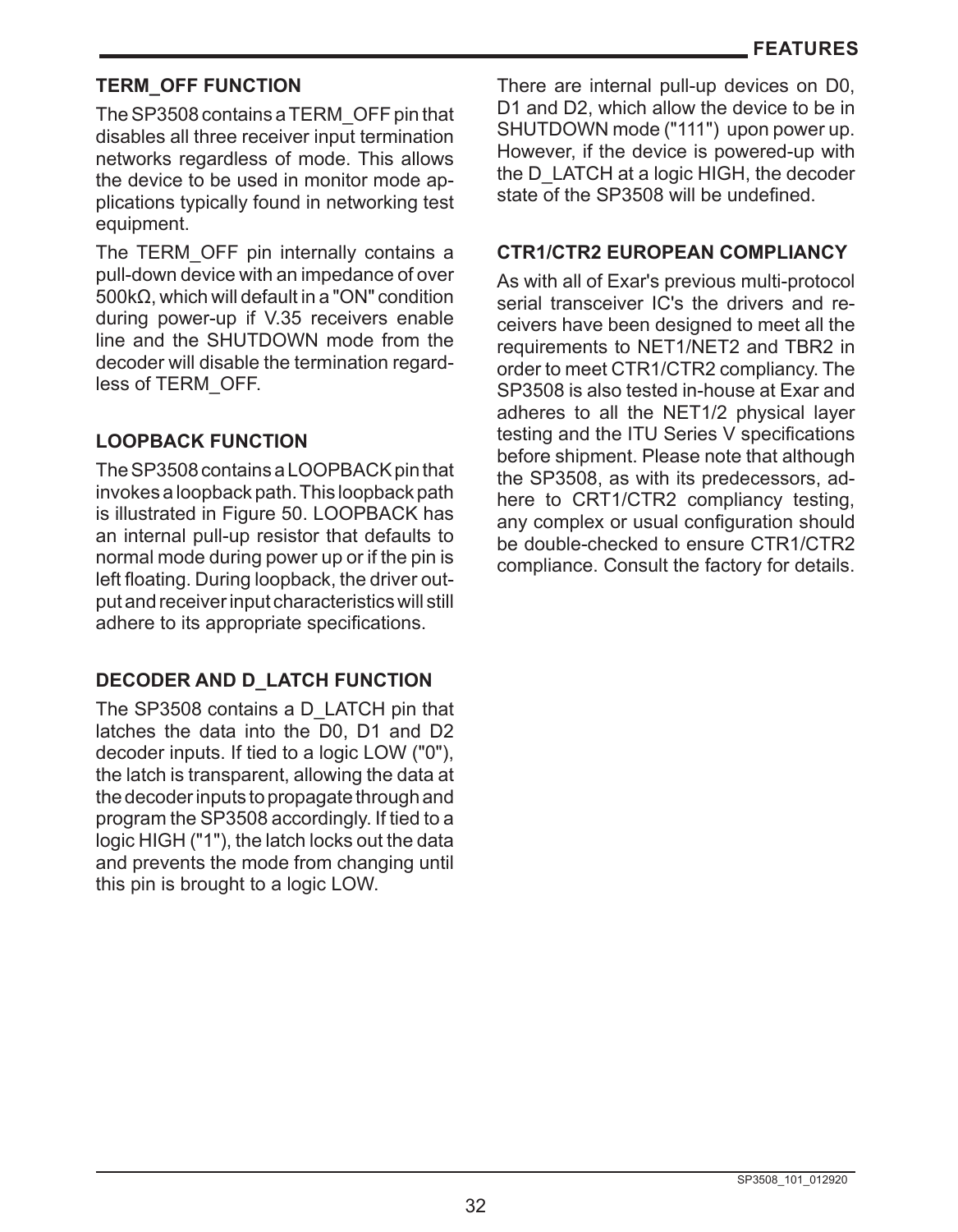## TERM_OFF FUNCTION

The SP3508 contains a TERM_OFF pin that disables all three receiver input termination networks regardless of mode. This allows the device to be used in monitor mode applications typically found in networking test equipment.

The TERM_OFF pin internally contains a pull-down device with an impedance of over 500kΩ, which will default in a "ON" condition during power-up if V.35 receivers enable line and the SHUTDOWN mode from the decoder will disable the termination regardless of TERM_OFF.

## LOOPBACK FUNCTION

The SP3508 contains a LOOPBACK pin that invokes a loopback path. This loopback path is illustrated in Figure 50. LOOPBACK has an internal pull-up resistor that defaults to normal mode during power up or if the pin is left floating. During loopback, the driver output and receiver input characteristics will still adhere to its appropriate specifications.

## DECODER AND D_LATCH FUNCTION

The SP3508 contains a D_LATCH pin that latches the data into the D0, D1 and D2 decoder inputs. If tied to a logic LOW ("0"), the latch is transparent, allowing the data at the decoder inputs to propagate through and program the SP3508 accordingly. If tied to a logic HIGH ("1"), the latch locks out the data and prevents the mode from changing until this pin is brought to a logic LOW.

There are internal pull-up devices on D0, D1 and D2, which allow the device to be in SHUTDOWN mode ("111") upon power up. However, if the device is powered-up with the D_LATCH at a logic HIGH, the decoder state of the SP3508 will be undefined.

## CTR1/CTR2 EUROPEAN COMPLIANCY

As with all of Exar's previous multi-protocol serial transceiver IC's the drivers and receivers have been designed to meet all the requirements to NET1/NET2 and TBR2 in order to meet CTR1/CTR2 compliancy. The SP3508 is also tested in-house at Exar and adheres to all the NET1/2 physical layer testing and the ITU Series V specifications before shipment. Please note that although the SP3508, as with its predecessors, adhere to CRT1/CTR2 compliancy testing, any complex or usual configuration should be double-checked to ensure CTR1/CTR2 compliance. Consult the factory for details.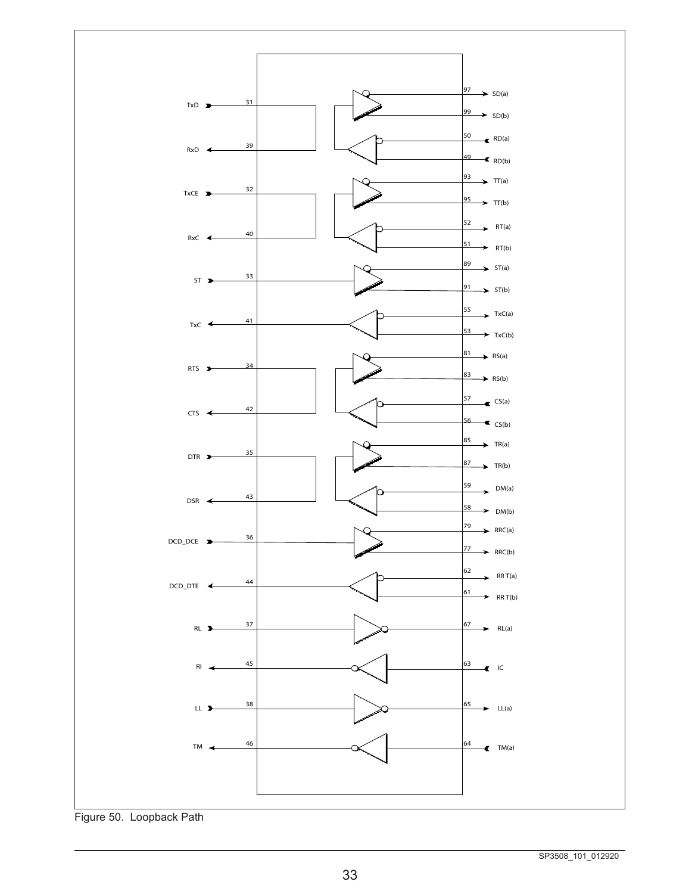Figure 50. Loopback Path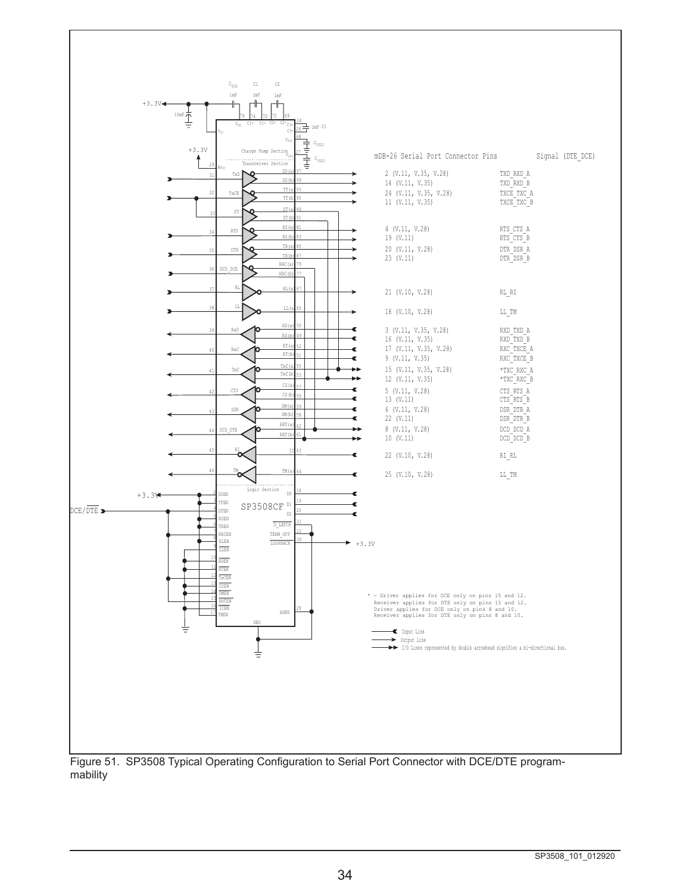Figure 51. SP3508 Typical Operating Configuration to Serial Port Connector with DCE/DTE programmability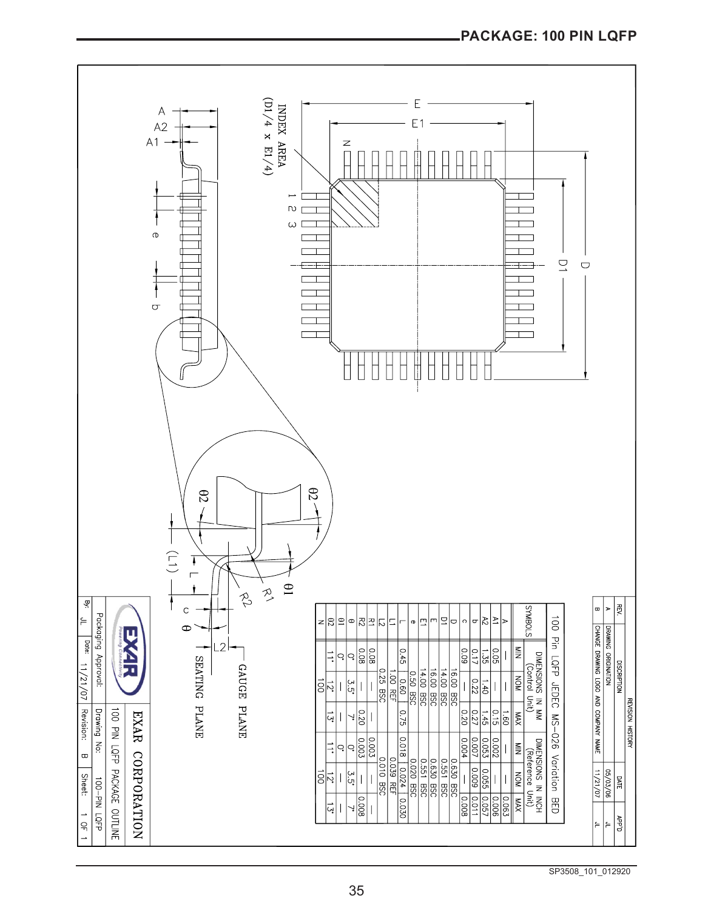## PACKAGE: 100 PIN LQFP

INDEX AREA (D1/4 x E1/4)

GAUGE PLANE

SEATING PLANE

**100 Pin LQFP JEDEC MS-026 Variation BED**

| SYMBOLS | DIMENSIONS IN MM (Control Unit) | | | DIMENSIONS IN INCH (Reference Unit) | | |
|---|---|---|---|---|---|---|
| | MIN | NOM | MAX | MIN | NOM | MAX |
| A | — | — | 1.60 | — | — | 0.063 |
| A1 | 0.05 | — | 0.15 | 0.002 | — | 0.006 |
| A2 | 1.35 | 1.40 | 1.45 | 0.053 | 0.055 | 0.057 |
| b | 0.17 | 0.22 | 0.27 | 0.007 | 0.009 | 0.011 |
| c | 0.09 | — | 0.20 | 0.004 | — | 0.008 |
| D | 16.00 BSC | | | 0.630 BSC | | |
| D1 | 14.00 BSC | | | 0.551 BSC | | |
| E | 16.00 BSC | | | 0.630 BSC | | |
| E1 | 14.00 BSC | | | 0.551 BSC | | |
| e | 0.50 BSC | | | 0.020 BSC | | |
| L | 0.45 | 0.60 | 0.75 | 0.018 | 0.024 | 0.030 |
| L1 | 1.00 REF | | | 0.039 REF | | |
| L2 | 0.25 BSC | | | 0.010 BSC | | |
| R1 | 0.08 | — | — | 0.003 | — | — |
| R2 | 0.08 | — | 0.20 | 0.003 | — | 0.008 |
| θ | 0° | 3.5° | 7° | 0° | 3.5° | 7° |
| θ1 | 0° | — | — | 0° | — | — |
| θ2 | 11° | 12° | 13° | 11° | 12° | 13° |
| N | 100 | | | 100 | | |

**REVISION HISTORY**

| REV. | DISCRIPTION | DATE | APP'D |
|---|---|---|---|
| A | DRAWING ORIGINATION | 05/03/06 | |
| B | CHANGE DRAWING LOGO AND COMPANY NAME | 11/21/07 | JL |

EXAR CORPORATION

100 PIN LQFP PACKAGE OUTLINE

| Packaging Approval: | Drawing No: 100-PIN LQFP |
|---|---|
| By: JL Date: 11/21/07 | Revision: B Sheet: 1 OF 1 |

SP3508_101_012920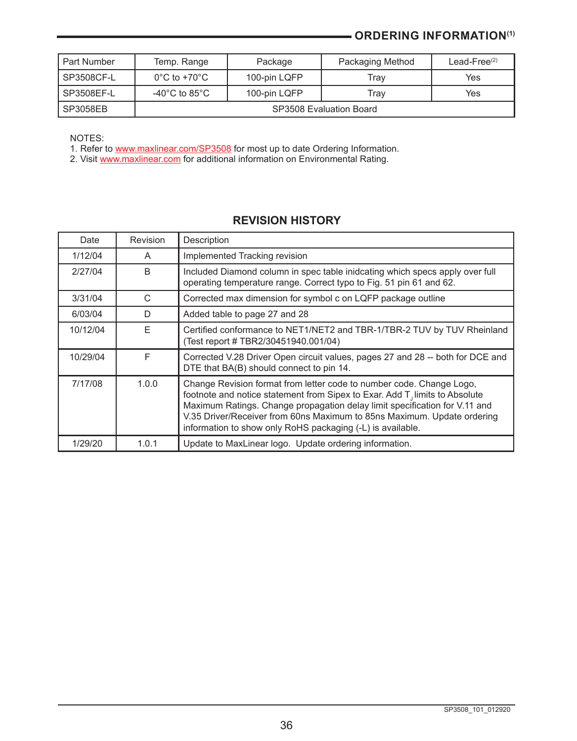## ORDERING INFORMATION[1]

| Part Number | Temp. Range | Package | Packaging Method | Lead-Free[2] |
|---|---|---|---|---|
| SP3508CF-L | 0°C to +70°C | 100-pin LQFP | Tray | Yes |
| SP3508EF-L | -40°C to 85°C | 100-pin LQFP | Tray | Yes |
| SP3058EB | SP3508 Evaluation Board | | | |

NOTES:
1. Refer to www.maxlinear.com/SP3508 for most up to date Ordering Information.
2. Visit www.maxlinear.com for additional information on Environmental Rating.

## REVISION HISTORY

| Date | Revision | Description |
|---|---|---|
| 1/12/04 | A | Implemented Tracking revision |
| 2/27/04 | B | Included Diamond column in spec table inidcating which specs apply over full operating temperature range. Correct typo to Fig. 51 pin 61 and 62. |
| 3/31/04 | C | Corrected max dimension for symbol c on LQFP package outline |
| 6/03/04 | D | Added table to page 27 and 28 |
| 10/12/04 | E | Certified conformance to NET1/NET2 and TBR-1/TBR-2 TUV by TUV Rheinland (Test report # TBR2/30451940.001/04) |
| 10/29/04 | F | Corrected V.28 Driver Open circuit values, pages 27 and 28 -- both for DCE and DTE that BA(B) should connect to pin 14. |
| 7/17/08 | 1.0.0 | Change Revision format from letter code to number code. Change Logo, footnote and notice statement from Sipex to Exar. Add $T_J$ limits to Absolute Maximum Ratings. Change propagation delay limit specification for V.11 and V.35 Driver/Receiver from 60ns Maximum to 85ns Maximum. Update ordering information to show only RoHS packaging (-L) is available. |
| 1/29/20 | 1.0.1 | Update to MaxLinear logo. Update ordering information. |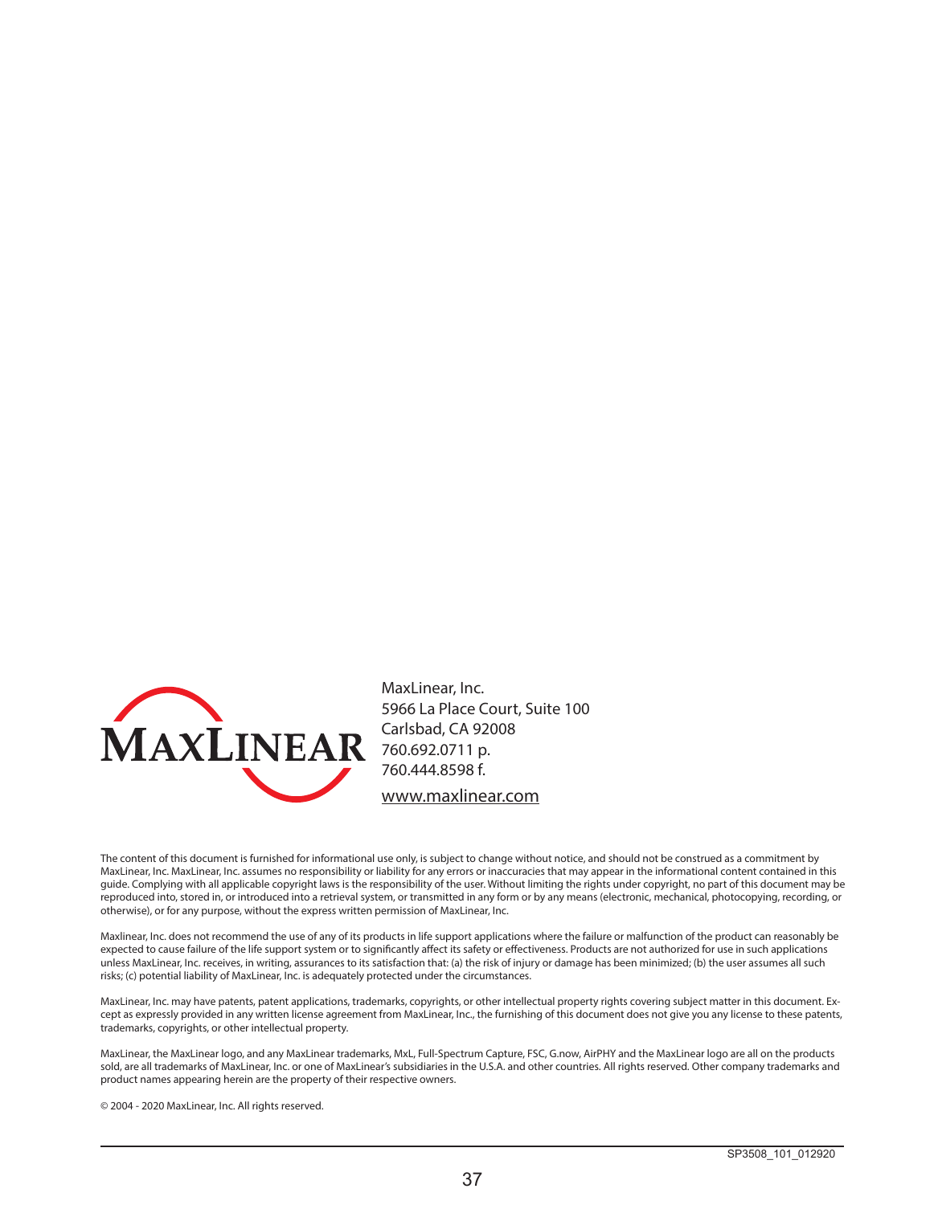MaxLinear, Inc.
5966 La Place Court, Suite 100
Carlsbad, CA 92008
760.692.0711 p.
760.444.8598 f.

www.maxlinear.com

The content of this document is furnished for informational use only, is subject to change without notice, and should not be construed as a commitment by MaxLinear, Inc. MaxLinear, Inc. assumes no responsibility or liability for any errors or inaccuracies that may appear in the informational content contained in this guide. Complying with all applicable copyright laws is the responsibility of the user. Without limiting the rights under copyright, no part of this document may be reproduced into, stored in, or introduced into a retrieval system, or transmitted in any form or by any means (electronic, mechanical, photocopying, recording, or otherwise), or for any purpose, without the express written permission of MaxLinear, Inc.

Maxlinear, Inc. does not recommend the use of any of its products in life support applications where the failure or malfunction of the product can reasonably be expected to cause failure of the life support system or to significantly affect its safety or effectiveness. Products are not authorized for use in such applications unless MaxLinear, Inc. receives, in writing, assurances to its satisfaction that: (a) the risk of injury or damage has been minimized; (b) the user assumes all such risks; (c) potential liability of MaxLinear, Inc. is adequately protected under the circumstances.

MaxLinear, Inc. may have patents, patent applications, trademarks, copyrights, or other intellectual property rights covering subject matter in this document. Except as expressly provided in any written license agreement from MaxLinear, Inc., the furnishing of this document does not give you any license to these patents, trademarks, copyrights, or other intellectual property.

MaxLinear, the MaxLinear logo, and any MaxLinear trademarks, MxL, Full-Spectrum Capture, FSC, G.now, AirPHY and the MaxLinear logo are all on the products sold, are all trademarks of MaxLinear, Inc. or one of MaxLinear's subsidiaries in the U.S.A. and other countries. All rights reserved. Other company trademarks and product names appearing herein are the property of their respective owners.

© 2004 - 2020 MaxLinear, Inc. All rights reserved.

SP3508_101_012920